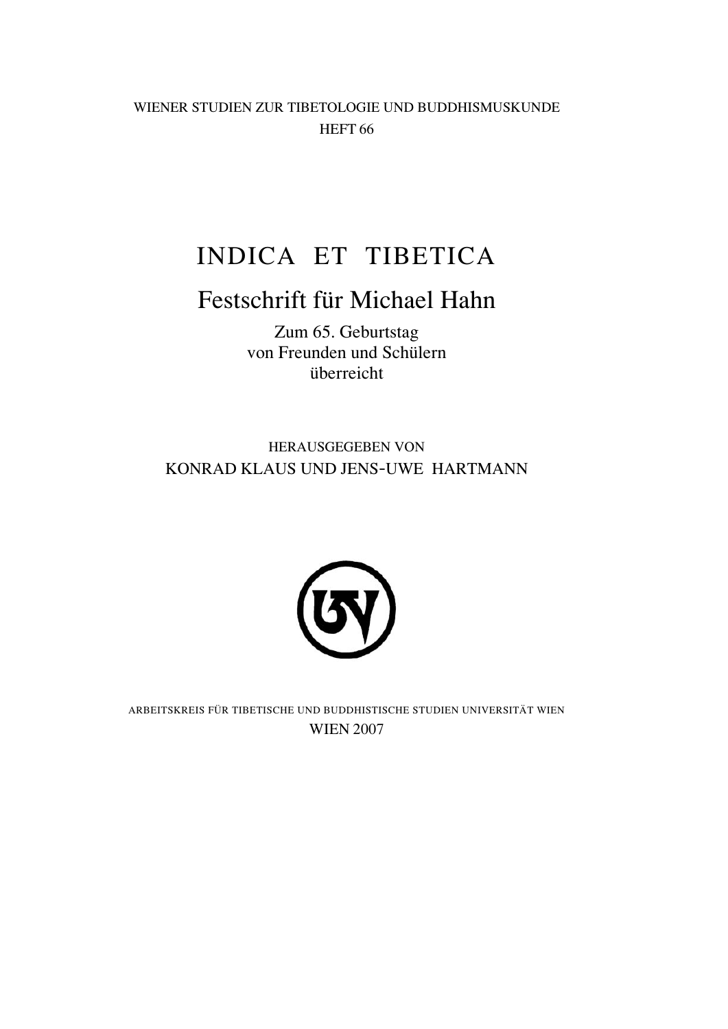WIENER STUDIEN ZUR TIBETOLOGIE UND BUDDHISMUSKUNDE

HEFT 66

# INDICA ET TIBETICA

## Festschrift für Michael Hahn

Zum 65. Geburtstag
von Freunden und Schülern
überreicht

HERAUSGEGEBEN VON

KONRAD KLAUS UND JENS-UWE HARTMANN

ARBEITSKREIS FÜR TIBETISCHE UND BUDDHISTISCHE STUDIEN UNIVERSITÄT WIEN

WIEN 2007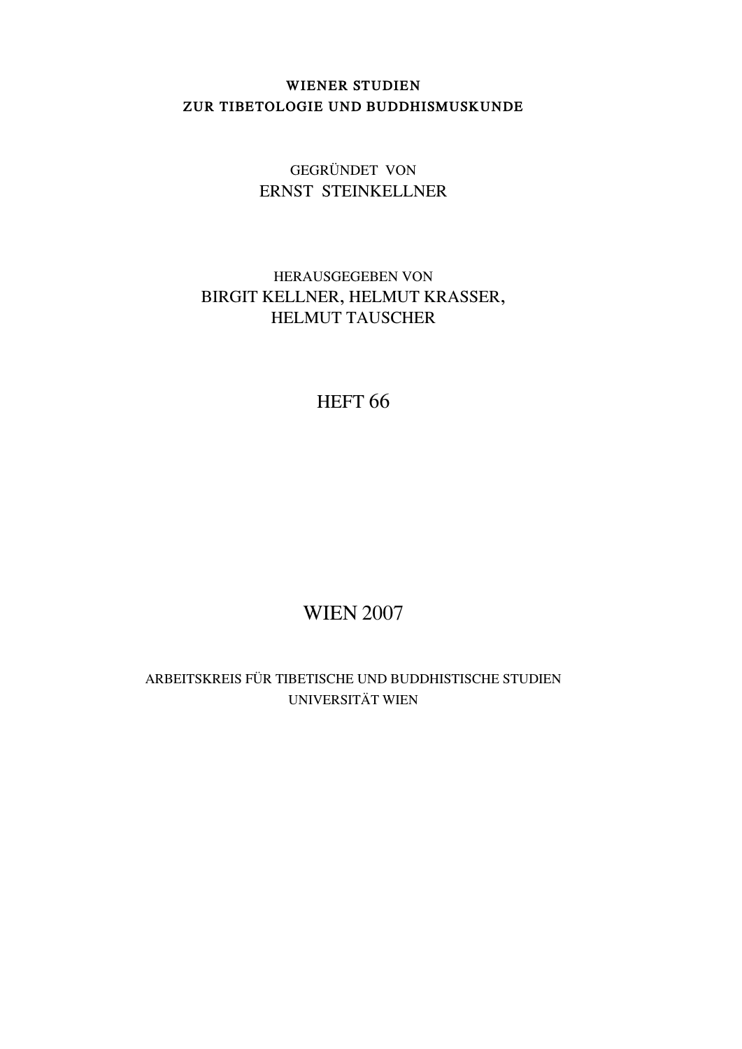WIENER STUDIEN
ZUR TIBETOLOGIE UND BUDDHISMUSKUNDE

GEGRÜNDET VON
ERNST STEINKELLNER

HERAUSGEGEBEN VON
BIRGIT KELLNER, HELMUT KRASSER,
HELMUT TAUSCHER

HEFT 66

WIEN 2007

ARBEITSKREIS FÜR TIBETISCHE UND BUDDHISTISCHE STUDIEN
UNIVERSITÄT WIEN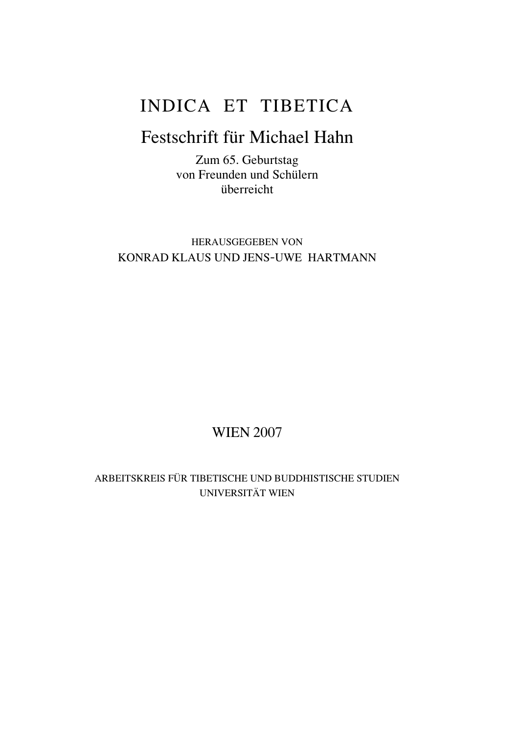# INDICA ET TIBETICA

## Festschrift für Michael Hahn

Zum 65. Geburtstag
von Freunden und Schülern
überreicht

HERAUSGEGEBEN VON
KONRAD KLAUS UND JENS-UWE HARTMANN

WIEN 2007

ARBEITSKREIS FÜR TIBETISCHE UND BUDDHISTISCHE STUDIEN
UNIVERSITÄT WIEN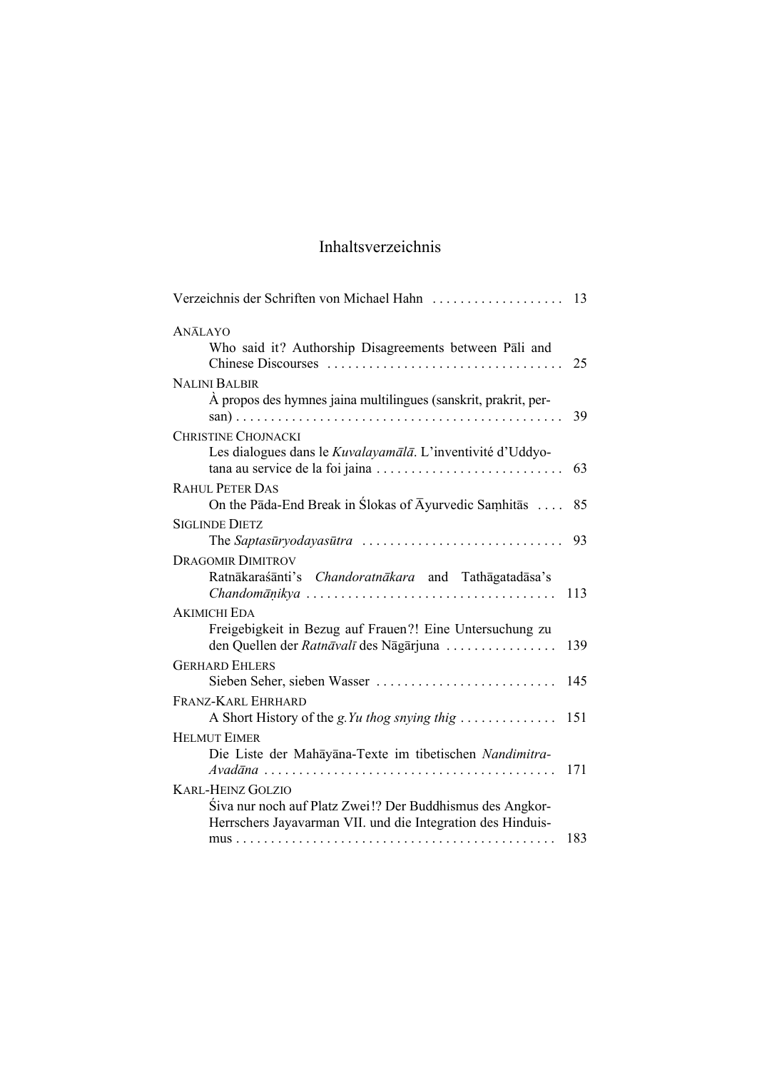# Inhaltsverzeichnis

Verzeichnis der Schriften von Michael Hahn . . . . . . . . . . . . . . . . . . 13

ANĀLAYO
Who said it? Authorship Disagreements between Pāli and Chinese Discourses . . . . . . . . . . . . . . . . . . . . . . . . . . . . . . . . . 25

NALINI BALBIR
À propos des hymnes jaina multilingues (sanskrit, prakrit, persan) . . . . . . . . . . . . . . . . . . . . . . . . . . . . . . . . . . . . . . . . . . . . . . 39

CHRISTINE CHOJNACKI
Les dialogues dans le *Kuvalayamālā*. L'inventivité d'Uddyotana au service de la foi jaina . . . . . . . . . . . . . . . . . . . . . . . . . . 63

RAHUL PETER DAS
On the Pāda-End Break in Ślokas of Āyurvedic Saṃhitās . . . . 85

SIGLINDE DIETZ
The *Saptasūryodayasūtra* . . . . . . . . . . . . . . . . . . . . . . . . . . . . . 93

DRAGOMIR DIMITROV
Ratnākaraśānti's *Chandoratnākara* and Tathāgatadāsa's *Chandomāṇikya* . . . . . . . . . . . . . . . . . . . . . . . . . . . . . . . . . . . 113

AKIMICHI EDA
Freigebigkeit in Bezug auf Frauen?! Eine Untersuchung zu den Quellen der *Ratnāvalī* des Nāgārjuna . . . . . . . . . . . . . . . . 139

GERHARD EHLERS
Sieben Seher, sieben Wasser . . . . . . . . . . . . . . . . . . . . . . . . . . 145

FRANZ-KARL EHRHARD
A Short History of the *g.Yu thog snying thig* . . . . . . . . . . . . . 151

HELMUT EIMER
Die Liste der Mahāyāna-Texte im tibetischen *Nandimitra-Avadāna* . . . . . . . . . . . . . . . . . . . . . . . . . . . . . . . . . . . . . . . . . 171

KARL-HEINZ GOLZIO
Śiva nur noch auf Platz Zwei!? Der Buddhismus des Angkor-Herrschers Jayavarman VII. und die Integration des Hinduismus . . . . . . . . . . . . . . . . . . . . . . . . . . . . . . . . . . . . . . . . . . . . . 183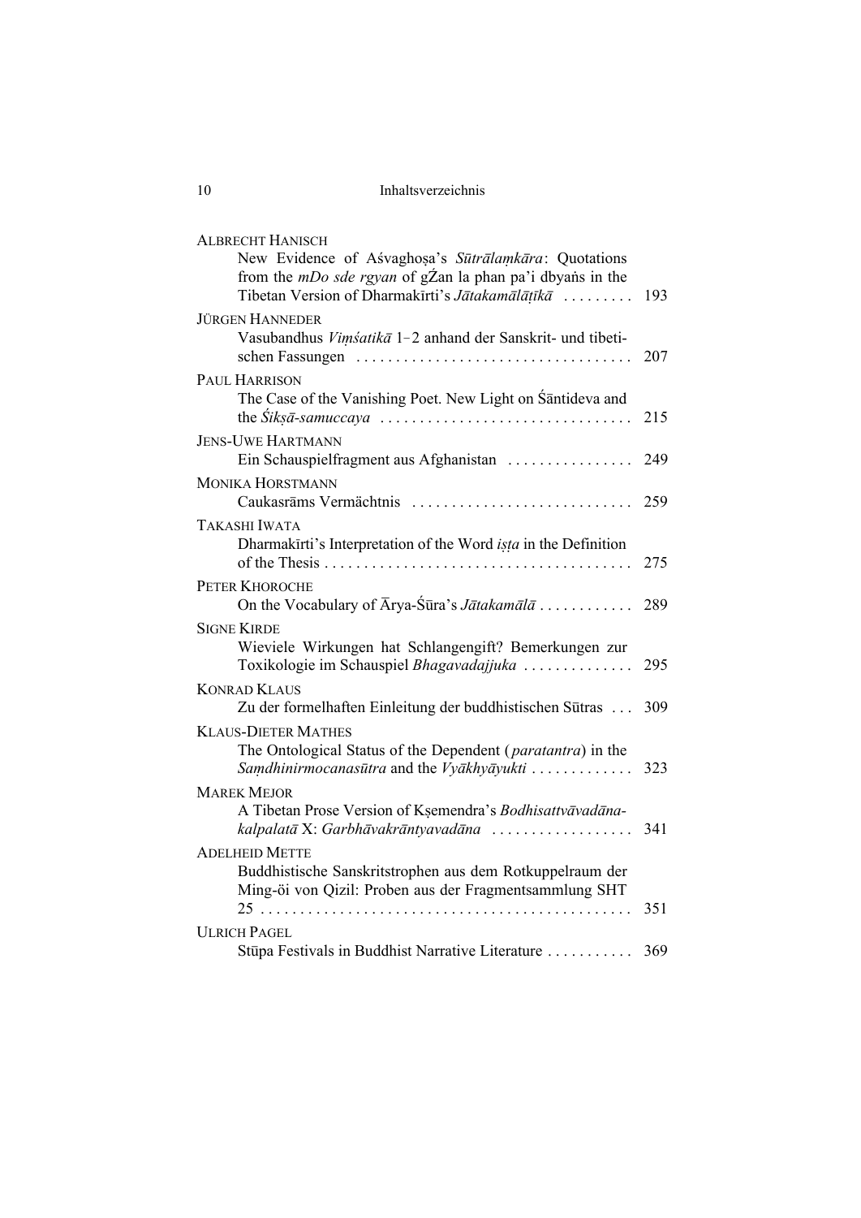ALBRECHT HANISCH
New Evidence of Aśvaghoṣa's *Sūtrālaṃkāra*: Quotations from the *mDo sde rgyan* of gŹan la phan pa'i dbyaṅs in the Tibetan Version of Dharmakīrti's *Jātakamālāṭīkā* . . . . . . . . . 193

JÜRGEN HANNEDER
Vasubandhus *Viṃśatikā* 1–2 anhand der Sanskrit- und tibetischen Fassungen . . . . . . . . . . . . . . . . . . . . . . . . . . . . . . . . . . . 207

PAUL HARRISON
The Case of the Vanishing Poet. New Light on Śāntideva and the *Śikṣā-samuccaya* . . . . . . . . . . . . . . . . . . . . . . . . . . . . . . . . 215

JENS-UWE HARTMANN
Ein Schauspielfragment aus Afghanistan . . . . . . . . . . . . . . . . 249

MONIKA HORSTMANN
Caukasrāms Vermächtnis . . . . . . . . . . . . . . . . . . . . . . . . . . . . 259

TAKASHI IWATA
Dharmakīrti's Interpretation of the Word *iṣṭa* in the Definition of the Thesis . . . . . . . . . . . . . . . . . . . . . . . . . . . . . . . . . . . . . . 275

PETER KHOROCHE
On the Vocabulary of Ārya-Śūra's *Jātakamālā* . . . . . . . . . . . . 289

SIGNE KIRDE
Wieviele Wirkungen hat Schlangengift? Bemerkungen zur Toxikologie im Schauspiel *Bhagavadajjuka* . . . . . . . . . . . . . . 295

KONRAD KLAUS
Zu der formelhaften Einleitung der buddhistischen Sūtras . . . 309

KLAUS-DIETER MATHES
The Ontological Status of the Dependent (*paratantra*) in the *Saṃdhinirmocanasūtra* and the *Vyākhyāyukti* . . . . . . . . . . . . . 323

MAREK MEJOR
A Tibetan Prose Version of Kṣemendra's *Bodhisattvāvadānakalpalatā* X: *Garbhāvakrāntyavadāna* . . . . . . . . . . . . . . . . . . 341

ADELHEID METTE
Buddhistische Sanskritstrophen aus dem Rotkuppelraum der Ming-öi von Qizil: Proben aus der Fragmentsammlung SHT 25 . . . . . . . . . . . . . . . . . . . . . . . . . . . . . . . . . . . . . . . . . . . . . . 351

ULRICH PAGEL
Stūpa Festivals in Buddhist Narrative Literature . . . . . . . . . . . 369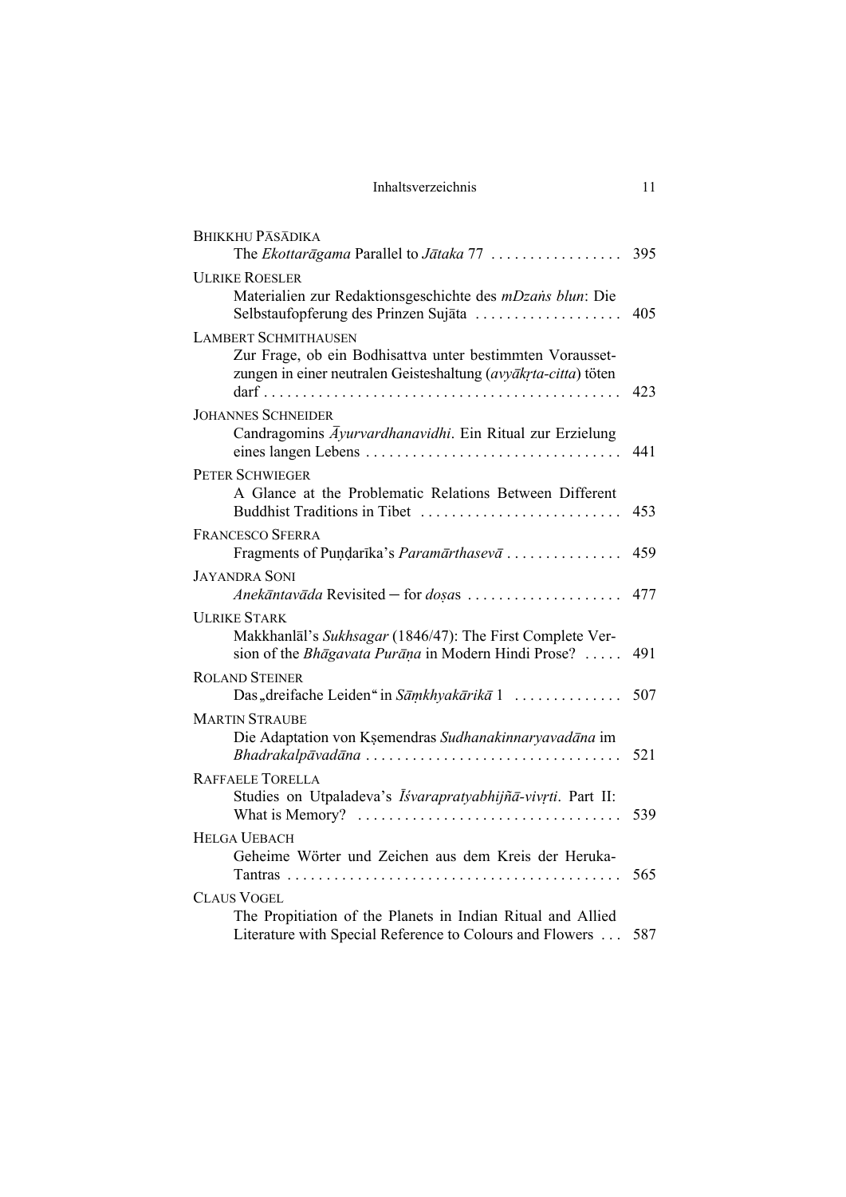Bhikkhu Pāsādika
The *Ekottarāgama* Parallel to *Jātaka* 77 . . . . . . . . . . . . . . . . . 395

Ulrike Roesler
Materialien zur Redaktionsgeschichte des *mDzaṅs blun*: Die Selbstaufopferung des Prinzen Sujāta . . . . . . . . . . . . . . . . . . . 405

Lambert Schmithausen
Zur Frage, ob ein Bodhisattva unter bestimmten Voraussetzungen in einer neutralen Geisteshaltung (*avyākṛta-citta*) töten darf . . . . . . . . . . . . . . . . . . . . . . . . . . . . . . . . . . . . . . . . . . . . . . 423

Johannes Schneider
Candragomins *Āyurvardhanavidhi*. Ein Ritual zur Erzielung eines langen Lebens . . . . . . . . . . . . . . . . . . . . . . . . . . . . . . . . . 441

Peter Schwieger
A Glance at the Problematic Relations Between Different Buddhist Traditions in Tibet . . . . . . . . . . . . . . . . . . . . . . . . . . 453

Francesco Sferra
Fragments of Puṇḍarīka's *Paramārthasevā* . . . . . . . . . . . . . . . 459

Jayandra Soni
*Anekāntavāda* Revisited – for *doṣas* . . . . . . . . . . . . . . . . . . . . 477

Ulrike Stark
Makkhanlāl's *Sukhsagar* (1846/47): The First Complete Version of the *Bhāgavata Purāṇa* in Modern Hindi Prose? . . . . . 491

Roland Steiner
Das „dreifache Leiden" in *Sāṃkhyakārikā* 1 . . . . . . . . . . . . . . 507

Martin Straube
Die Adaptation von Kṣemendras *Sudhanakinnaryavadāna* im *Bhadrakalpāvadāna* . . . . . . . . . . . . . . . . . . . . . . . . . . . . . . . . . 521

Raffaele Torella
Studies on Utpaladeva's *Īśvarapratyabhijñā-vivṛti*. Part II: What is Memory? . . . . . . . . . . . . . . . . . . . . . . . . . . . . . . . . . . 539

Helga Uebach
Geheime Wörter und Zeichen aus dem Kreis der Heruka-Tantras . . . . . . . . . . . . . . . . . . . . . . . . . . . . . . . . . . . . . . . . . . . 565

Claus Vogel
The Propitiation of the Planets in Indian Ritual and Allied Literature with Special Reference to Colours and Flowers . . . 587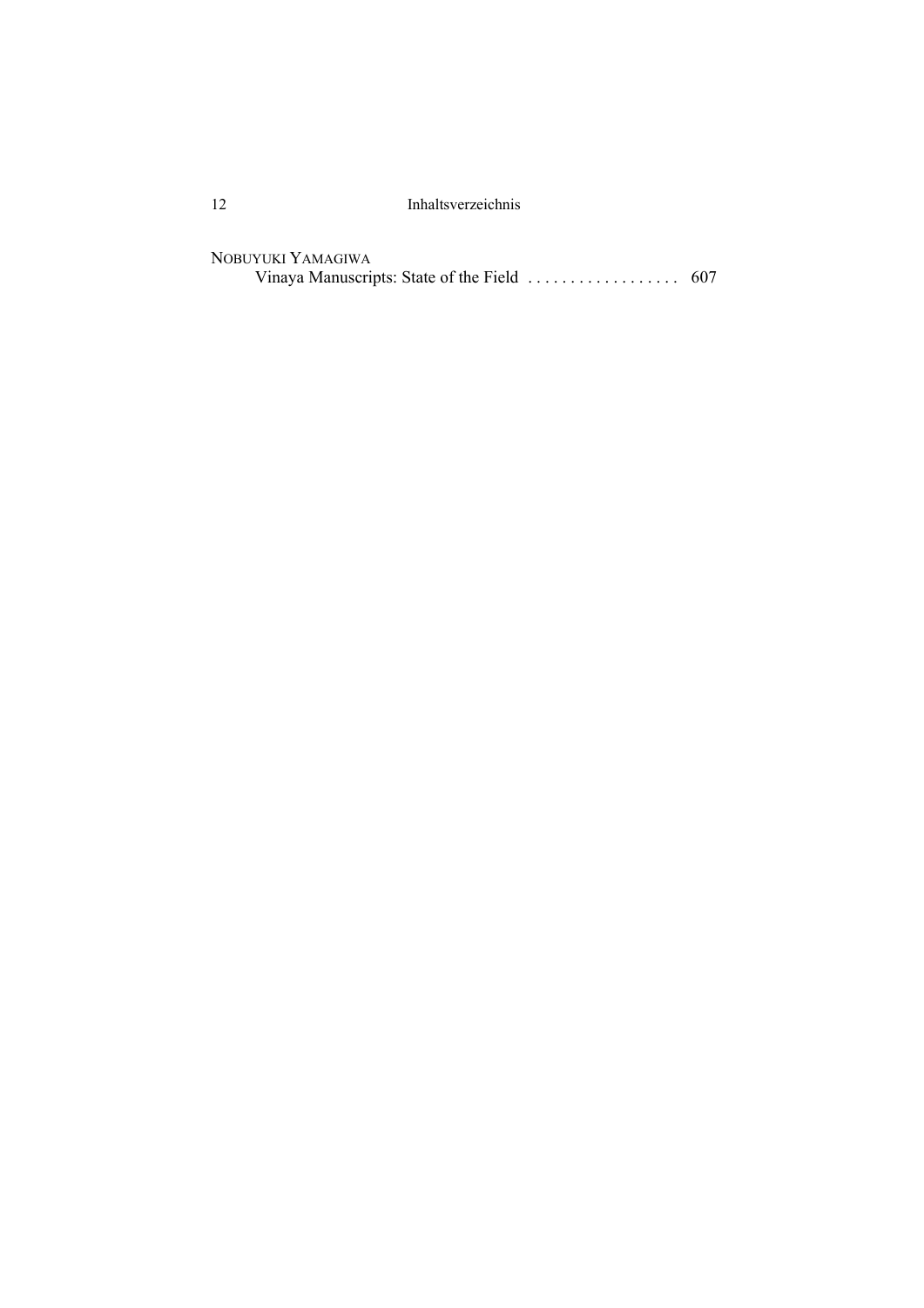NOBUYUKI YAMAGIWA
Vinaya Manuscripts: State of the Field . . . . . . . . . . . . . . . . . . 607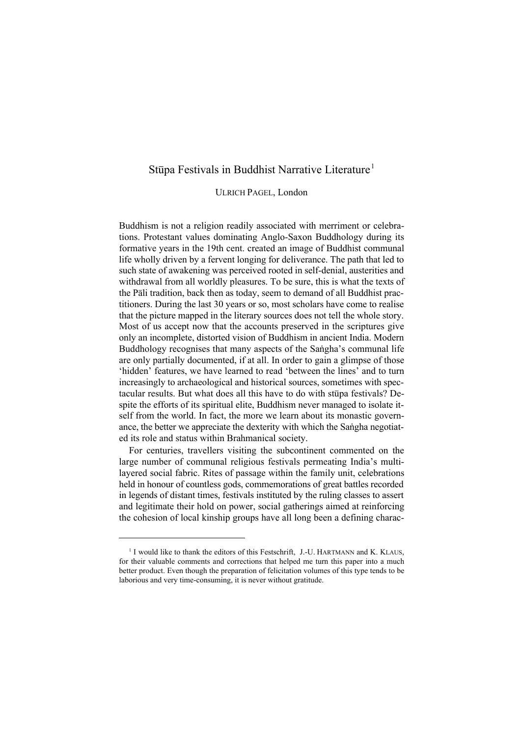# Stūpa Festivals in Buddhist Narrative Literature[1]

ULRICH PAGEL, London

Buddhism is not a religion readily associated with merriment or celebrations. Protestant values dominating Anglo-Saxon Buddhology during its formative years in the 19th cent. created an image of Buddhist communal life wholly driven by a fervent longing for deliverance. The path that led to such state of awakening was perceived rooted in self-denial, austerities and withdrawal from all worldly pleasures. To be sure, this is what the texts of the Pāli tradition, back then as today, seem to demand of all Buddhist practitioners. During the last 30 years or so, most scholars have come to realise that the picture mapped in the literary sources does not tell the whole story. Most of us accept now that the accounts preserved in the scriptures give only an incomplete, distorted vision of Buddhism in ancient India. Modern Buddhology recognises that many aspects of the Saṅgha's communal life are only partially documented, if at all. In order to gain a glimpse of those 'hidden' features, we have learned to read 'between the lines' and to turn increasingly to archaeological and historical sources, sometimes with spectacular results. But what does all this have to do with stūpa festivals? Despite the efforts of its spiritual elite, Buddhism never managed to isolate itself from the world. In fact, the more we learn about its monastic governance, the better we appreciate the dexterity with which the Saṅgha negotiated its role and status within Brahmanical society.

For centuries, travellers visiting the subcontinent commented on the large number of communal religious festivals permeating India's multilayered social fabric. Rites of passage within the family unit, celebrations held in honour of countless gods, commemorations of great battles recorded in legends of distant times, festivals instituted by the ruling classes to assert and legitimate their hold on power, social gatherings aimed at reinforcing the cohesion of local kinship groups have all long been a defining charac-

[1] I would like to thank the editors of this Festschrift, J.-U. HARTMANN and K. KLAUS, for their valuable comments and corrections that helped me turn this paper into a much better product. Even though the preparation of felicitation volumes of this type tends to be laborious and very time-consuming, it is never without gratitude.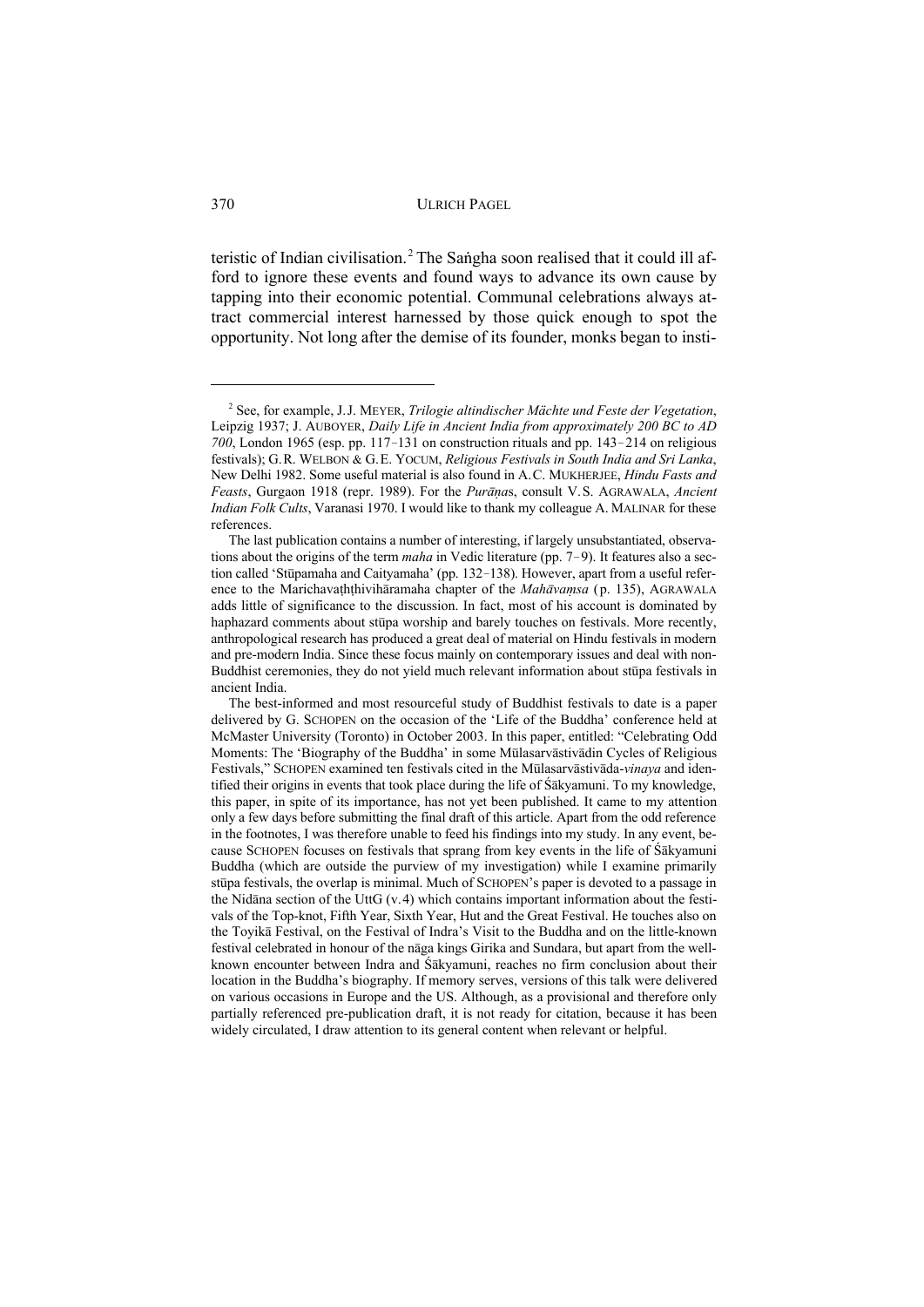teristic of Indian civilisation.[2] The Saṅgha soon realised that it could ill afford to ignore these events and found ways to advance its own cause by tapping into their economic potential. Communal celebrations always attract commercial interest harnessed by those quick enough to spot the opportunity. Not long after the demise of its founder, monks began to insti-

---

[2] See, for example, J.J. MEYER, *Trilogie altindischer Mächte und Feste der Vegetation*, Leipzig 1937; J. AUBOYER, *Daily Life in Ancient India from approximately 200 BC to AD 700*, London 1965 (esp. pp. 117–131 on construction rituals and pp. 143–214 on religious festivals); G.R. WELBON & G.E. YOCUM, *Religious Festivals in South India and Sri Lanka*, New Delhi 1982. Some useful material is also found in A.C. MUKHERJEE, *Hindu Fasts and Feasts*, Gurgaon 1918 (repr. 1989). For the *Purāṇa*s, consult V.S. AGRAWALA, *Ancient Indian Folk Cults*, Varanasi 1970. I would like to thank my colleague A. MALINAR for these references.

The last publication contains a number of interesting, if largely unsubstantiated, observations about the origins of the term *maha* in Vedic literature (pp. 7–9). It features also a section called 'Stūpamaha and Caityamaha' (pp. 132–138). However, apart from a useful reference to the Marichavaṭṭhivihāramaha chapter of the *Mahāvaṃsa* (p. 135), AGRAWALA adds little of significance to the discussion. In fact, most of his account is dominated by haphazard comments about stūpa worship and barely touches on festivals. More recently, anthropological research has produced a great deal of material on Hindu festivals in modern and pre-modern India. Since these focus mainly on contemporary issues and deal with non-Buddhist ceremonies, they do not yield much relevant information about stūpa festivals in ancient India.

The best-informed and most resourceful study of Buddhist festivals to date is a paper delivered by G. SCHOPEN on the occasion of the 'Life of the Buddha' conference held at McMaster University (Toronto) in October 2003. In this paper, entitled: "Celebrating Odd Moments: The 'Biography of the Buddha' in some Mūlasarvāstivādin Cycles of Religious Festivals," SCHOPEN examined ten festivals cited in the Mūlasarvāstivāda-*vinaya* and identified their origins in events that took place during the life of Śākyamuni. To my knowledge, this paper, in spite of its importance, has not yet been published. It came to my attention only a few days before submitting the final draft of this article. Apart from the odd reference in the footnotes, I was therefore unable to feed his findings into my study. In any event, because SCHOPEN focuses on festivals that sprang from key events in the life of Śākyamuni Buddha (which are outside the purview of my investigation) while I examine primarily stūpa festivals, the overlap is minimal. Much of SCHOPEN's paper is devoted to a passage in the Nidāna section of the UttG (v.4) which contains important information about the festivals of the Top-knot, Fifth Year, Sixth Year, Hut and the Great Festival. He touches also on the Toyikā Festival, on the Festival of Indra's Visit to the Buddha and on the little-known festival celebrated in honour of the nāga kings Girika and Sundara, but apart from the well-known encounter between Indra and Śākyamuni, reaches no firm conclusion about their location in the Buddha's biography. If memory serves, versions of this talk were delivered on various occasions in Europe and the US. Although, as a provisional and therefore only partially referenced pre-publication draft, it is not ready for citation, because it has been widely circulated, I draw attention to its general content when relevant or helpful.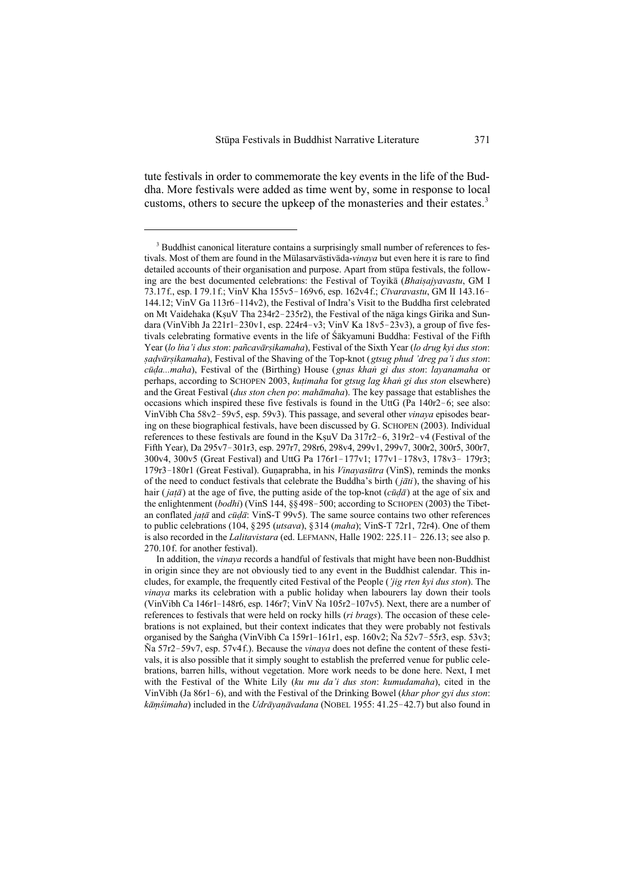tute festivals in order to commemorate the key events in the life of the Buddha. More festivals were added as time went by, some in response to local customs, others to secure the upkeep of the monasteries and their estates.[3]

---

[3] Buddhist canonical literature contains a surprisingly small number of references to festivals. Most of them are found in the Mūlasarvāstivāda-*vinaya* but even here it is rare to find detailed accounts of their organisation and purpose. Apart from stūpa festivals, the following are the best documented celebrations: the Festival of Toyikā (*Bhaiṣajyavastu*, GM I 73.17 f., esp. I 79.1 f.; VinV Kha 155v5–169v6, esp. 162v4 f.; *Cīvaravastu*, GM II 143.16–144.12; VinV Ga 113r6–114v2), the Festival of Indra's Visit to the Buddha first celebrated on Mt Vaidehaka (KṣuV Tha 234r2–235r2), the Festival of the nāga kings Girika and Sundara (VinVibh Ja 221r1–230v1, esp. 224r4–v3; VinV Ka 18v5–23v3), a group of five festivals celebrating formative events in the life of Śākyamuni Buddha: Festival of the Fifth Year (*lo lṅa'i dus ston*: *pañcavārṣikamaha*), Festival of the Sixth Year (*lo drug kyi dus ston*: *ṣaḍvārṣikamaha*), Festival of the Shaving of the Top-knot (*gtsug phud 'dreg pa'i dus ston*: *cūḍa...maha*), Festival of the (Birthing) House (*gnas khaṅ gi dus ston*: *layanamaha* or perhaps, according to SCHOPEN 2003, *kuṭimaha* for *gtsug lag khaṅ gi dus ston* elsewhere) and the Great Festival (*dus ston chen po*: *mahāmaha*). The key passage that establishes the occasions which inspired these five festivals is found in the UttG (Pa 140r2–6; see also: VinVibh Cha 58v2–59v5, esp. 59v3). This passage, and several other *vinaya* episodes bearing on these biographical festivals, have been discussed by G. SCHOPEN (2003). Individual references to these festivals are found in the KṣuV Da 317r2–6, 319r2–v4 (Festival of the Fifth Year), Da 295v7–301r3, esp. 297r7, 298r6, 298v4, 299v1, 299v7, 300r2, 300r5, 300r7, 300v4, 300v5 (Great Festival) and UttG Pa 176r1–177v1; 177v1–178v3, 178v3– 179r3; 179r3–180r1 (Great Festival). Guṇaprabha, in his *Vinayasūtra* (VinS), reminds the monks of the need to conduct festivals that celebrate the Buddha's birth (*jāti*), the shaving of his hair (*jaṭā*) at the age of five, the putting aside of the top-knot (*cūḍā*) at the age of six and the enlightenment (*bodhi*) (VinS 144, §§498–500; according to SCHOPEN (2003) the Tibetan conflated *jaṭā* and *cūḍā*: VinS-T 99v5). The same source contains two other references to public celebrations (104, §295 (*utsava*), §314 (*maha*); VinS-T 72r1, 72r4). One of them is also recorded in the *Lalitavistara* (ed. LEFMANN, Halle 1902: 225.11– 226.13; see also p. 270.10 f. for another festival).

In addition, the *vinaya* records a handful of festivals that might have been non-Buddhist in origin since they are not obviously tied to any event in the Buddhist calendar. This includes, for example, the frequently cited Festival of the People (*'jig rten kyi dus ston*). The *vinaya* marks its celebration with a public holiday when labourers lay down their tools (VinVibh Ca 146r1–148r6, esp. 146r7; VinV Ṅa 105r2–107v5). Next, there are a number of references to festivals that were held on rocky hills (*ri brags*). The occasion of these celebrations is not explained, but their context indicates that they were probably not festivals organised by the Saṅgha (VinVibh Ca 159r1–161r1, esp. 160v2; Ña 52v7–55r3, esp. 53v3; Ña 57r2–59v7, esp. 57v4 f.). Because the *vinaya* does not define the content of these festivals, it is also possible that it simply sought to establish the preferred venue for public celebrations, barren hills, without vegetation. More work needs to be done here. Next, I met with the Festival of the White Lily (*ku mu da'i dus ston*: *kumudamaha*), cited in the VinVibh (Ja 86r1–6), and with the Festival of the Drinking Bowel (*khar phor gyi dus ston*: *kāṃśimaha*) included in the *Udrāyaṇāvadana* (NOBEL 1955: 41.25–42.7) but also found in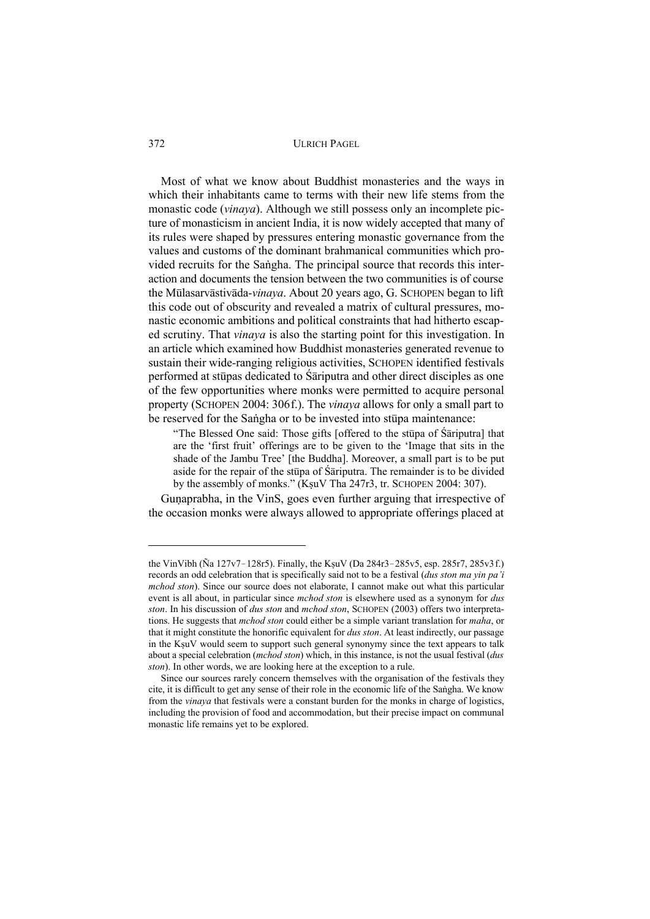Most of what we know about Buddhist monasteries and the ways in which their inhabitants came to terms with their new life stems from the monastic code (*vinaya*). Although we still possess only an incomplete picture of monasticism in ancient India, it is now widely accepted that many of its rules were shaped by pressures entering monastic governance from the values and customs of the dominant brahmanical communities which provided recruits for the Saṅgha. The principal source that records this interaction and documents the tension between the two communities is of course the Mūlasarvāstivāda-*vinaya*. About 20 years ago, G. SCHOPEN began to lift this code out of obscurity and revealed a matrix of cultural pressures, monastic economic ambitions and political constraints that had hitherto escaped scrutiny. That *vinaya* is also the starting point for this investigation. In an article which examined how Buddhist monasteries generated revenue to sustain their wide-ranging religious activities, SCHOPEN identified festivals performed at stūpas dedicated to Śāriputra and other direct disciples as one of the few opportunities where monks were permitted to acquire personal property (SCHOPEN 2004: 306f.). The *vinaya* allows for only a small part to be reserved for the Saṅgha or to be invested into stūpa maintenance:

> "The Blessed One said: Those gifts [offered to the stūpa of Śāriputra] that are the 'first fruit' offerings are to be given to the 'Image that sits in the shade of the Jambu Tree' [the Buddha]. Moreover, a small part is to be put aside for the repair of the stūpa of Śāriputra. The remainder is to be divided by the assembly of monks." (KṣuV Tha 247r3, tr. SCHOPEN 2004: 307).

Guṇaprabha, in the VinS, goes even further arguing that irrespective of the occasion monks were always allowed to appropriate offerings placed at

---

the VinVibh (Ña 127v7–128r5). Finally, the KṣuV (Da 284r3–285v5, esp. 285r7, 285v3f.) records an odd celebration that is specifically said not to be a festival (*dus ston ma yin pa'i mchod ston*). Since our source does not elaborate, I cannot make out what this particular event is all about, in particular since *mchod ston* is elsewhere used as a synonym for *dus ston*. In his discussion of *dus ston* and *mchod ston*, SCHOPEN (2003) offers two interpretations. He suggests that *mchod ston* could either be a simple variant translation for *maha*, or that it might constitute the honorific equivalent for *dus ston*. At least indirectly, our passage in the KṣuV would seem to support such general synonymy since the text appears to talk about a special celebration (*mchod ston*) which, in this instance, is not the usual festival (*dus ston*). In other words, we are looking here at the exception to a rule.

Since our sources rarely concern themselves with the organisation of the festivals they cite, it is difficult to get any sense of their role in the economic life of the Saṅgha. We know from the *vinaya* that festivals were a constant burden for the monks in charge of logistics, including the provision of food and accommodation, but their precise impact on communal monastic life remains yet to be explored.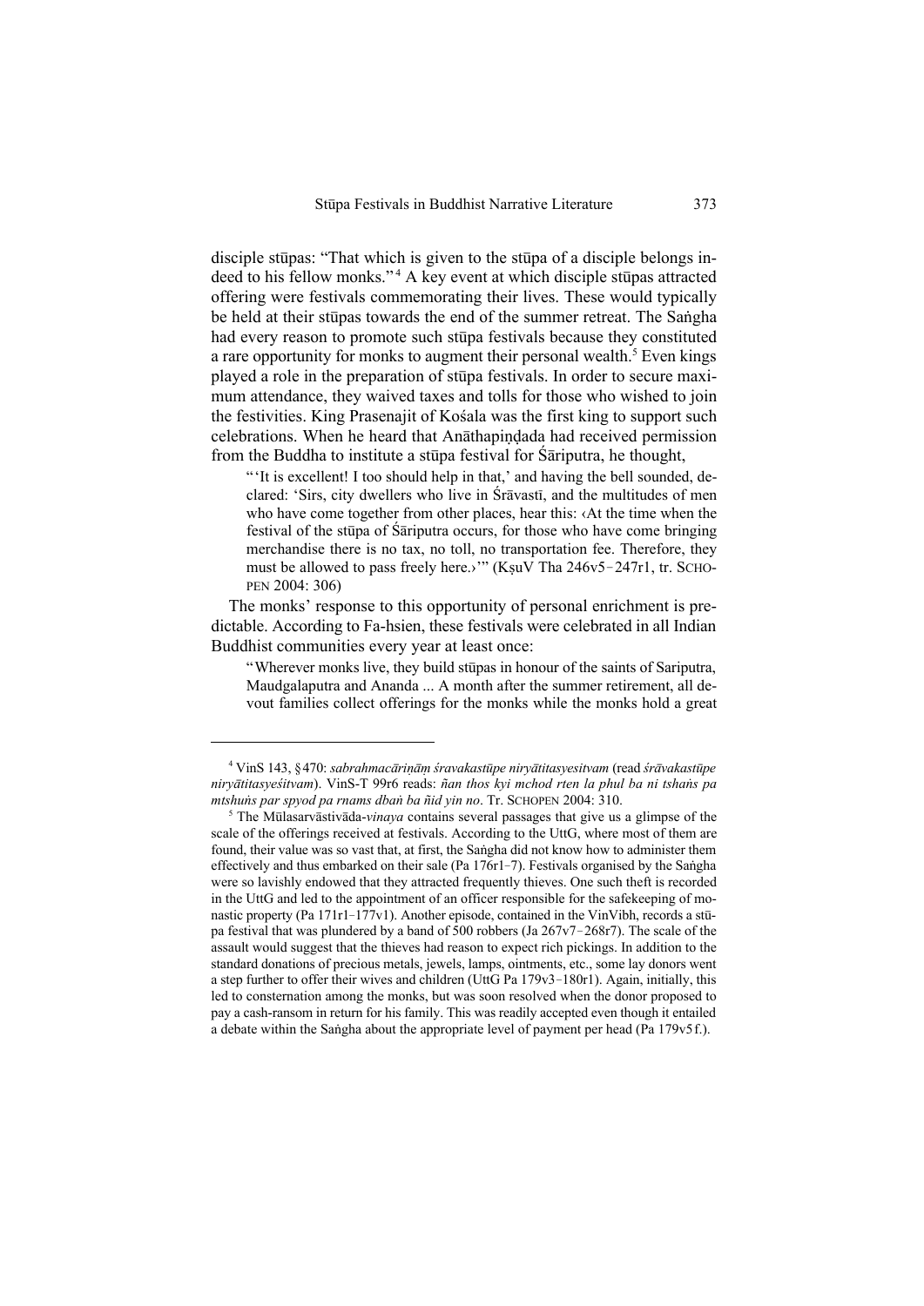disciple stūpas: "That which is given to the stūpa of a disciple belongs indeed to his fellow monks." [4] A key event at which disciple stūpas attracted offering were festivals commemorating their lives. These would typically be held at their stūpas towards the end of the summer retreat. The Saṅgha had every reason to promote such stūpa festivals because they constituted a rare opportunity for monks to augment their personal wealth.[5] Even kings played a role in the preparation of stūpa festivals. In order to secure maximum attendance, they waived taxes and tolls for those who wished to join the festivities. King Prasenajit of Kośala was the first king to support such celebrations. When he heard that Anāthapiṇḍada had received permission from the Buddha to institute a stūpa festival for Śāriputra, he thought,

> "'It is excellent! I too should help in that,' and having the bell sounded, declared: 'Sirs, city dwellers who live in Śrāvastī, and the multitudes of men who have come together from other places, hear this: ‹At the time when the festival of the stūpa of Śāriputra occurs, for those who have come bringing merchandise there is no tax, no toll, no transportation fee. Therefore, they must be allowed to pass freely here.›'" (KṣuV Tha 246v5–247r1, tr. SCHOPEN 2004: 306)

The monks' response to this opportunity of personal enrichment is predictable. According to Fa-hsien, these festivals were celebrated in all Indian Buddhist communities every year at least once:

> "Wherever monks live, they build stūpas in honour of the saints of Sariputra, Maudgalaputra and Ananda ... A month after the summer retirement, all devout families collect offerings for the monks while the monks hold a great

---

[4] VinS 143, § 470: *sabrahmacāriṇāṃ śravakastūpe niryātitasyesitvam* (read *śrāvakastūpe niryātitasyeśitvam*). VinS-T 99r6 reads: *ñan thos kyi mchod rten la phul ba ni tshaṅs pa mtshuṅs par spyod pa rnams dbaṅ ba ñid yin no*. Tr. SCHOPEN 2004: 310.

[5] The Mūlasarvāstivāda-*vinaya* contains several passages that give us a glimpse of the scale of the offerings received at festivals. According to the UttG, where most of them are found, their value was so vast that, at first, the Saṅgha did not know how to administer them effectively and thus embarked on their sale (Pa 176r1–7). Festivals organised by the Saṅgha were so lavishly endowed that they attracted frequently thieves. One such theft is recorded in the UttG and led to the appointment of an officer responsible for the safekeeping of monastic property (Pa 171r1–177v1). Another episode, contained in the VinVibh, records a stūpa festival that was plundered by a band of 500 robbers (Ja 267v7–268r7). The scale of the assault would suggest that the thieves had reason to expect rich pickings. In addition to the standard donations of precious metals, jewels, lamps, ointments, etc., some lay donors went a step further to offer their wives and children (UttG Pa 179v3–180r1). Again, initially, this led to consternation among the monks, but was soon resolved when the donor proposed to pay a cash-ransom in return for his family. This was readily accepted even though it entailed a debate within the Saṅgha about the appropriate level of payment per head (Pa 179v5 f.).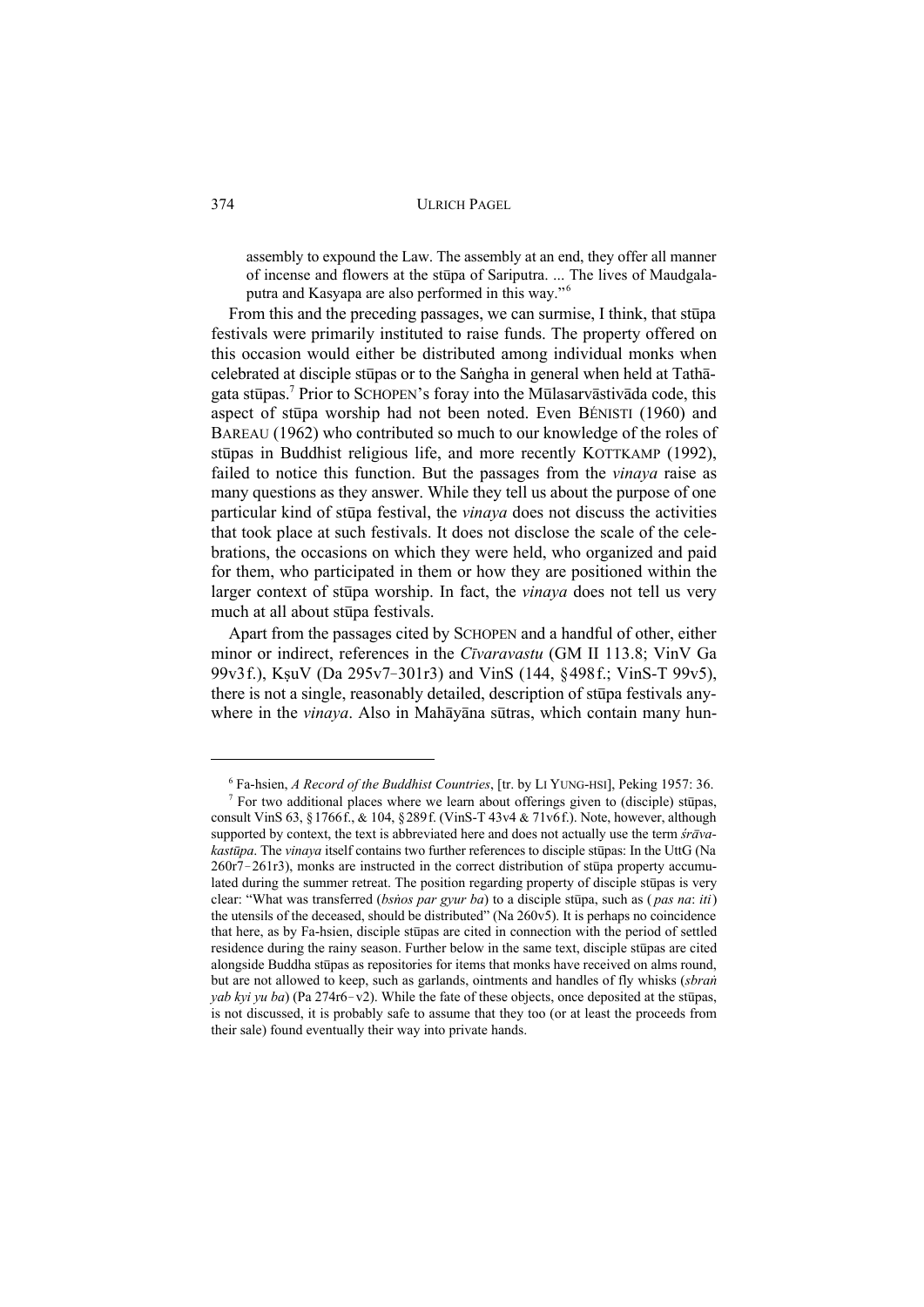assembly to expound the Law. The assembly at an end, they offer all manner of incense and flowers at the stūpa of Sariputra. ... The lives of Maudgalaputra and Kasyapa are also performed in this way."[6]

From this and the preceding passages, we can surmise, I think, that stūpa festivals were primarily instituted to raise funds. The property offered on this occasion would either be distributed among individual monks when celebrated at disciple stūpas or to the Saṅgha in general when held at Tathāgata stūpas.[7] Prior to SCHOPEN's foray into the Mūlasarvāstivāda code, this aspect of stūpa worship had not been noted. Even BÉNISTI (1960) and BAREAU (1962) who contributed so much to our knowledge of the roles of stūpas in Buddhist religious life, and more recently KOTTKAMP (1992), failed to notice this function. But the passages from the *vinaya* raise as many questions as they answer. While they tell us about the purpose of one particular kind of stūpa festival, the *vinaya* does not discuss the activities that took place at such festivals. It does not disclose the scale of the celebrations, the occasions on which they were held, who organized and paid for them, who participated in them or how they are positioned within the larger context of stūpa worship. In fact, the *vinaya* does not tell us very much at all about stūpa festivals.

Apart from the passages cited by SCHOPEN and a handful of other, either minor or indirect, references in the *Cīvaravastu* (GM II 113.8; VinV Ga 99v3 f.), KṣuV (Da 295v7–301r3) and VinS (144, §498 f.; VinS-T 99v5), there is not a single, reasonably detailed, description of stūpa festivals anywhere in the *vinaya*. Also in Mahāyāna sūtras, which contain many hun-

---

[6] Fa-hsien, *A Record of the Buddhist Countries*, [tr. by LI YUNG-HSI], Peking 1957: 36.

[7] For two additional places where we learn about offerings given to (disciple) stūpas, consult VinS 63, §1766 f., & 104, §289 f. (VinS-T 43v4 & 71v6 f.). Note, however, although supported by context, the text is abbreviated here and does not actually use the term *śrāvakastūpa*. The *vinaya* itself contains two further references to disciple stūpas: In the UttG (Na 260r7–261r3), monks are instructed in the correct distribution of stūpa property accumulated during the summer retreat. The position regarding property of disciple stūpas is very clear: "What was transferred (*bsṅos par gyur ba*) to a disciple stūpa, such as ( *pas na*: *iti*) the utensils of the deceased, should be distributed" (Na 260v5). It is perhaps no coincidence that here, as by Fa-hsien, disciple stūpas are cited in connection with the period of settled residence during the rainy season. Further below in the same text, disciple stūpas are cited alongside Buddha stūpas as repositories for items that monks have received on alms round, but are not allowed to keep, such as garlands, ointments and handles of fly whisks (*sbraṅ yab kyi yu ba*) (Pa 274r6–v2). While the fate of these objects, once deposited at the stūpas, is not discussed, it is probably safe to assume that they too (or at least the proceeds from their sale) found eventually their way into private hands.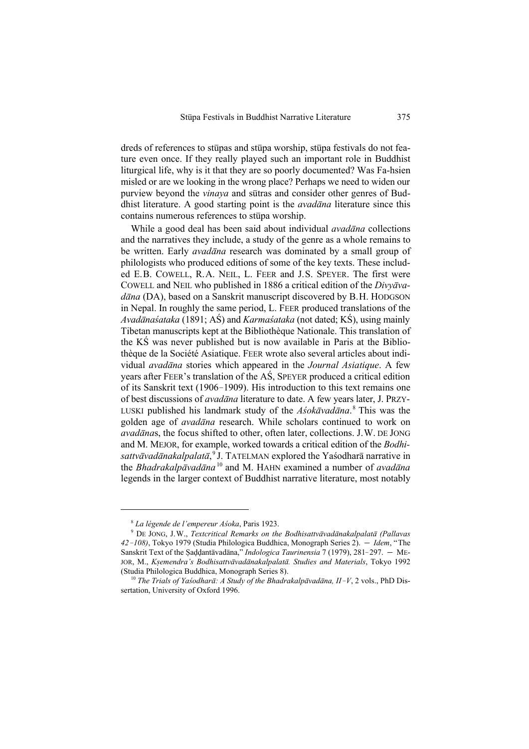dreds of references to stūpas and stūpa worship, stūpa festivals do not feature even once. If they really played such an important role in Buddhist liturgical life, why is it that they are so poorly documented? Was Fa-hsien misled or are we looking in the wrong place? Perhaps we need to widen our purview beyond the *vinaya* and sūtras and consider other genres of Buddhist literature. A good starting point is the *avadāna* literature since this contains numerous references to stūpa worship.

While a good deal has been said about individual *avadāna* collections and the narratives they include, a study of the genre as a whole remains to be written. Early *avadāna* research was dominated by a small group of philologists who produced editions of some of the key texts. These included E.B. COWELL, R.A. NEIL, L. FEER and J.S. SPEYER. The first were COWELL and NEIL who published in 1886 a critical edition of the *Divyāvadāna* (DA), based on a Sanskrit manuscript discovered by B.H. HODGSON in Nepal. In roughly the same period, L. FEER produced translations of the *Avadānaśataka* (1891; AŚ) and *Karmaśataka* (not dated; KŚ), using mainly Tibetan manuscripts kept at the Bibliothèque Nationale. This translation of the KŚ was never published but is now available in Paris at the Bibliothèque de la Société Asiatique. FEER wrote also several articles about individual *avadāna* stories which appeared in the *Journal Asiatique*. A few years after FEER's translation of the AŚ, SPEYER produced a critical edition of its Sanskrit text (1906–1909). His introduction to this text remains one of best discussions of *avadāna* literature to date. A few years later, J. PRZYLUSKI published his landmark study of the *Aśokāvadāna*.[8] This was the golden age of *avadāna* research. While scholars continued to work on *avadāna*s, the focus shifted to other, often later, collections. J.W. DE JONG and M. MEJOR, for example, worked towards a critical edition of the *Bodhisattvāvadānakalpalatā*,[9] J. TATELMAN explored the Yaśodharā narrative in the *Bhadrakalpāvadāna*[10] and M. HAHN examined a number of *avadāna* legends in the larger context of Buddhist narrative literature, most notably

---

[8] *La légende de l'empereur Aśoka*, Paris 1923.

[9] DE JONG, J.W., *Textcritical Remarks on the Bodhisattvāvadānakalpalatā (Pallavas 42–108)*, Tokyo 1979 (Studia Philologica Buddhica, Monograph Series 2). — *Idem*, "The Sanskrit Text of the Ṣaḍḍantāvadāna," *Indologica Taurinensia* 7 (1979), 281–297. — MEJOR, M., *Kṣemendra's Bodhisattvāvadānakalpalatā. Studies and Materials*, Tokyo 1992 (Studia Philologica Buddhica, Monograph Series 8).

[10] *The Trials of Yaśodharā: A Study of the Bhadrakalpāvadāna, II–V*, 2 vols., PhD Dissertation, University of Oxford 1996.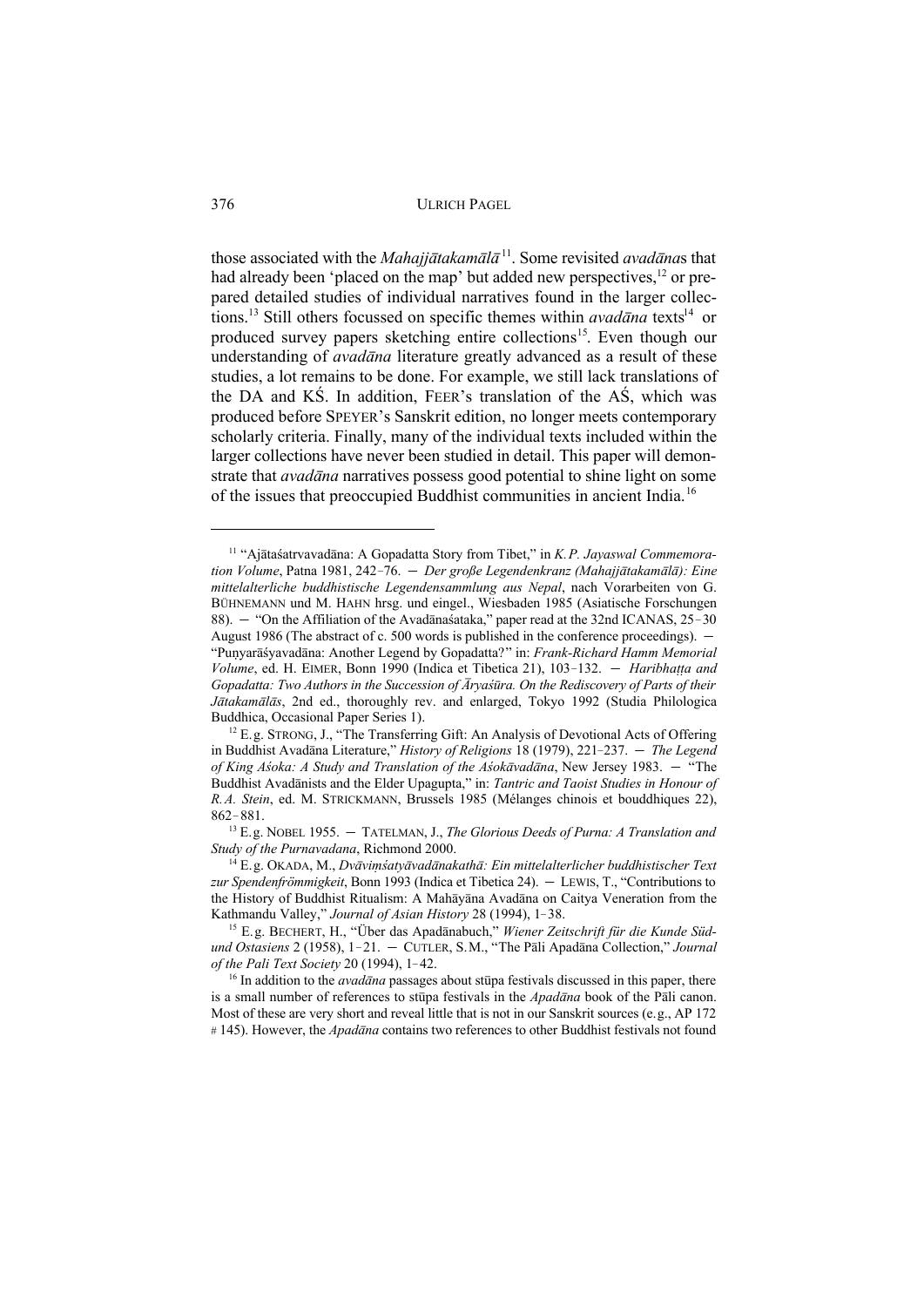those associated with the *Mahajjātakamālā*[11]. Some revisited *avadāna*s that had already been 'placed on the map' but added new perspectives,[12] or prepared detailed studies of individual narratives found in the larger collections.[13] Still others focussed on specific themes within *avadāna* texts[14] or produced survey papers sketching entire collections[15]. Even though our understanding of *avadāna* literature greatly advanced as a result of these studies, a lot remains to be done. For example, we still lack translations of the DA and KŚ. In addition, FEER's translation of the AŚ, which was produced before SPEYER's Sanskrit edition, no longer meets contemporary scholarly criteria. Finally, many of the individual texts included within the larger collections have never been studied in detail. This paper will demonstrate that *avadāna* narratives possess good potential to shine light on some of the issues that preoccupied Buddhist communities in ancient India.[16]

---

[11] "Ajātaśatrvavadāna: A Gopadatta Story from Tibet," in *K.P. Jayaswal Commemoration Volume*, Patna 1981, 242–76. — *Der große Legendenkranz (Mahajjātakamālā): Eine mittelalterliche buddhistische Legendensammlung aus Nepal*, nach Vorarbeiten von G. BÜHNEMANN und M. HAHN hrsg. und eingel., Wiesbaden 1985 (Asiatische Forschungen 88). — "On the Affiliation of the Avadānaśataka," paper read at the 32nd ICANAS, 25–30 August 1986 (The abstract of c. 500 words is published in the conference proceedings). — "Puṇyarāśyavadāna: Another Legend by Gopadatta?" in: *Frank-Richard Hamm Memorial Volume*, ed. H. EIMER, Bonn 1990 (Indica et Tibetica 21), 103–132. — *Haribhaṭṭa and Gopadatta: Two Authors in the Succession of Āryaśūra. On the Rediscovery of Parts of their Jātakamālās*, 2nd ed., thoroughly rev. and enlarged, Tokyo 1992 (Studia Philologica Buddhica, Occasional Paper Series 1).

[12] E.g. STRONG, J., "The Transferring Gift: An Analysis of Devotional Acts of Offering in Buddhist Avadāna Literature," *History of Religions* 18 (1979), 221–237. — *The Legend of King Aśoka: A Study and Translation of the Aśokāvadāna*, New Jersey 1983. — "The Buddhist Avadānists and the Elder Upagupta," in: *Tantric and Taoist Studies in Honour of R.A. Stein*, ed. M. STRICKMANN, Brussels 1985 (Mélanges chinois et bouddhiques 22), 862–881.

[13] E.g. NOBEL 1955. — TATELMAN, J., *The Glorious Deeds of Purna: A Translation and Study of the Purnavadana*, Richmond 2000.

[14] E.g. OKADA, M., *Dvāviṃśatyavadānakathā: Ein mittelalterlicher buddhistischer Text zur Spendenfrömmigkeit*, Bonn 1993 (Indica et Tibetica 24). — LEWIS, T., "Contributions to the History of Buddhist Ritualism: A Mahāyāna Avadāna on Caitya Veneration from the Kathmandu Valley," *Journal of Asian History* 28 (1994), 1–38.

[15] E.g. BECHERT, H., "Über das Apadānabuch," *Wiener Zeitschrift für die Kunde Süd- und Ostasiens* 2 (1958), 1–21. — CUTLER, S.M., "The Pāli Apadāna Collection," *Journal of the Pali Text Society* 20 (1994), 1–42.

[16] In addition to the *avadāna* passages about stūpa festivals discussed in this paper, there is a small number of references to stūpa festivals in the *Apadāna* book of the Pāli canon. Most of these are very short and reveal little that is not in our Sanskrit sources (e.g., AP 172 # 145). However, the *Apadāna* contains two references to other Buddhist festivals not found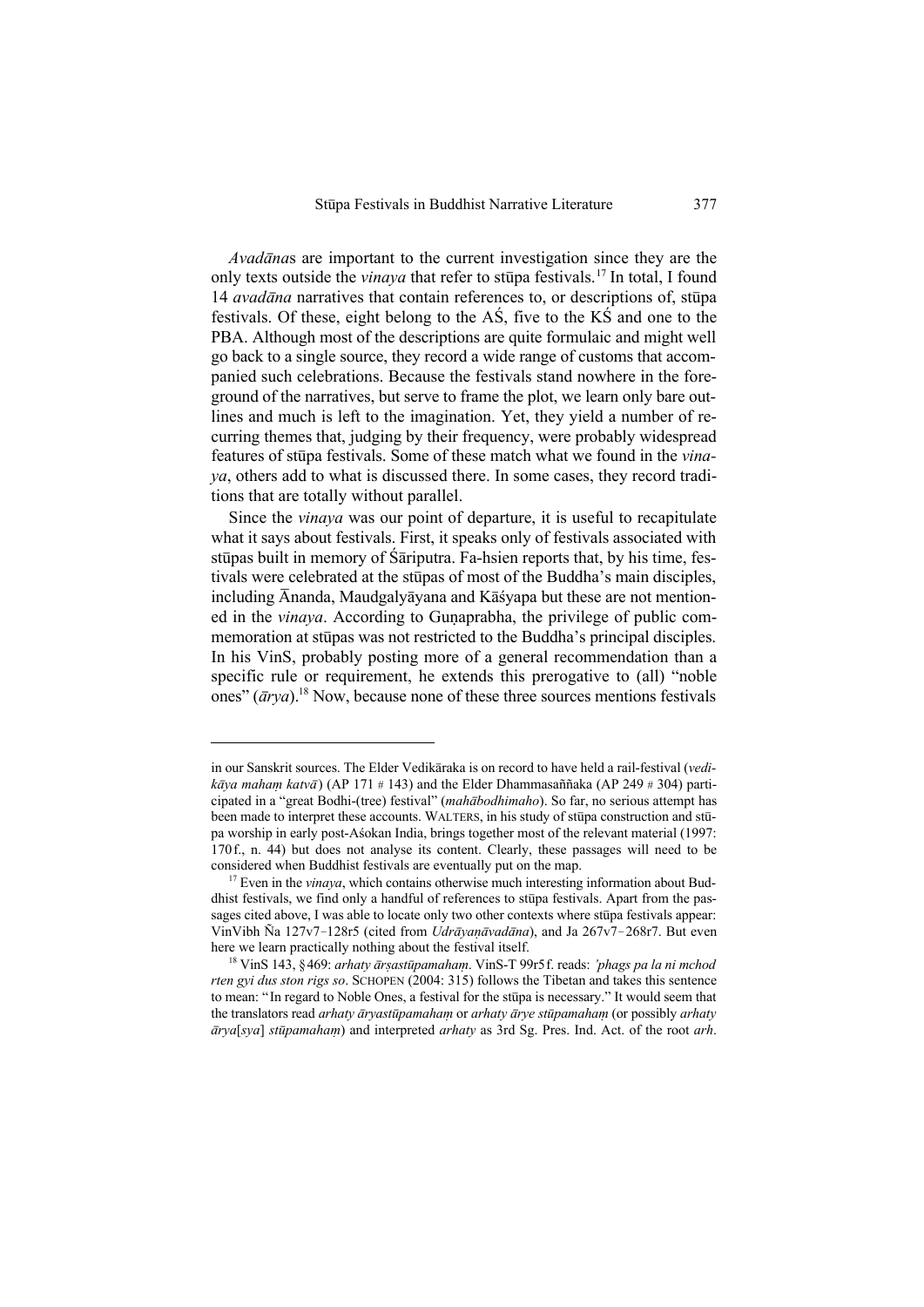*Avadāna*s are important to the current investigation since they are the only texts outside the *vinaya* that refer to stūpa festivals.[17] In total, I found 14 *avadāna* narratives that contain references to, or descriptions of, stūpa festivals. Of these, eight belong to the AŚ, five to the KŚ and one to the PBA. Although most of the descriptions are quite formulaic and might well go back to a single source, they record a wide range of customs that accompanied such celebrations. Because the festivals stand nowhere in the foreground of the narratives, but serve to frame the plot, we learn only bare outlines and much is left to the imagination. Yet, they yield a number of recurring themes that, judging by their frequency, were probably widespread features of stūpa festivals. Some of these match what we found in the *vinaya*, others add to what is discussed there. In some cases, they record traditions that are totally without parallel.

Since the *vinaya* was our point of departure, it is useful to recapitulate what it says about festivals. First, it speaks only of festivals associated with stūpas built in memory of Śāriputra. Fa-hsien reports that, by his time, festivals were celebrated at the stūpas of most of the Buddha's main disciples, including Ānanda, Maudgalyāyana and Kāśyapa but these are not mentioned in the *vinaya*. According to Guṇaprabha, the privilege of public commemoration at stūpas was not restricted to the Buddha's principal disciples. In his VinS, probably posting more of a general recommendation than a specific rule or requirement, he extends this prerogative to (all) "noble ones" (*ārya*).[18] Now, because none of these three sources mentions festivals

---

in our Sanskrit sources. The Elder Vedikāraka is on record to have held a rail-festival (*vedikāya mahaṃ katvā*) (AP 171 # 143) and the Elder Dhammasaññaka (AP 249 # 304) participated in a "great Bodhi-(tree) festival" (*mahābodhimaho*). So far, no serious attempt has been made to interpret these accounts. WALTERS, in his study of stūpa construction and stūpa worship in early post-Aśokan India, brings together most of the relevant material (1997: 170 f., n. 44) but does not analyse its content. Clearly, these passages will need to be considered when Buddhist festivals are eventually put on the map.

[17] Even in the *vinaya*, which contains otherwise much interesting information about Buddhist festivals, we find only a handful of references to stūpa festivals. Apart from the passages cited above, I was able to locate only two other contexts where stūpa festivals appear: VinVibh Ña 127v7–128r5 (cited from *Udrāyaṇāvadāna*), and Ja 267v7–268r7. But even here we learn practically nothing about the festival itself.

[18] VinS 143, § 469: *arhaty ārṣastūpamahaṃ*. VinS-T 99r5 f. reads: *'phags pa la ni mchod rten gyi dus ston rigs so*. SCHOPEN (2004: 315) follows the Tibetan and takes this sentence to mean: "In regard to Noble Ones, a festival for the stūpa is necessary." It would seem that the translators read *arhaty āryastūpamahaṃ* or *arhaty ārye stūpamahaṃ* (or possibly *arhaty ārya*[*sya*] *stūpamahaṃ*) and interpreted *arhaty* as 3rd Sg. Pres. Ind. Act. of the root *arh*.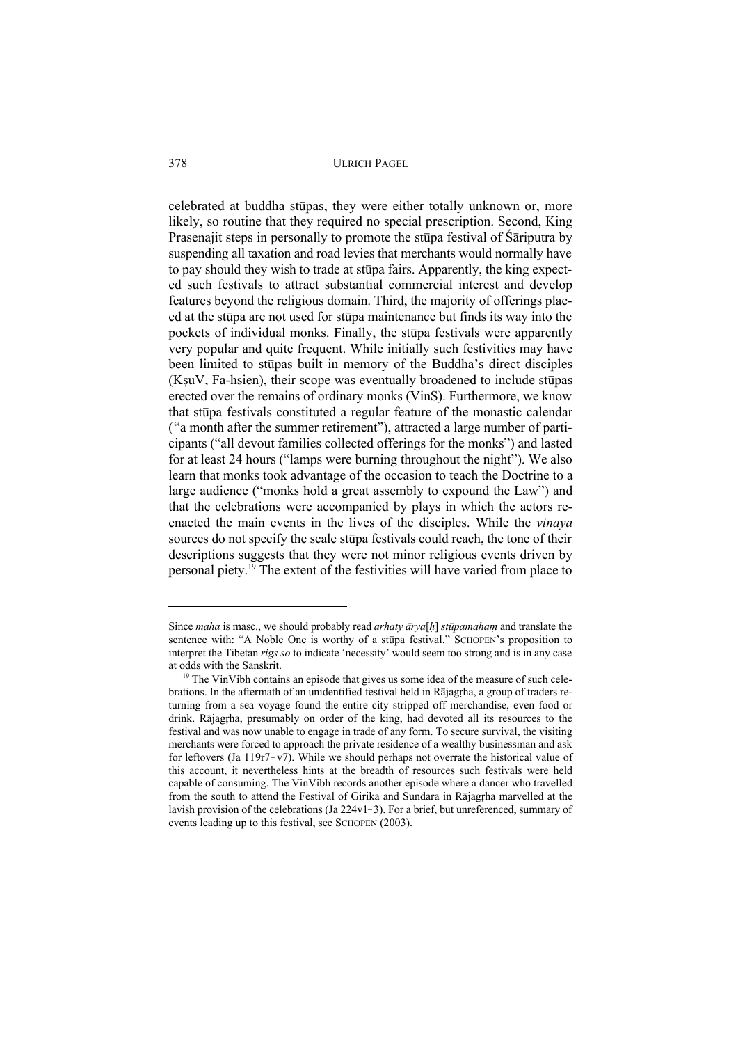celebrated at buddha stūpas, they were either totally unknown or, more likely, so routine that they required no special prescription. Second, King Prasenajit steps in personally to promote the stūpa festival of Śāriputra by suspending all taxation and road levies that merchants would normally have to pay should they wish to trade at stūpa fairs. Apparently, the king expected such festivals to attract substantial commercial interest and develop features beyond the religious domain. Third, the majority of offerings placed at the stūpa are not used for stūpa maintenance but finds its way into the pockets of individual monks. Finally, the stūpa festivals were apparently very popular and quite frequent. While initially such festivities may have been limited to stūpas built in memory of the Buddha's direct disciples (KṣuV, Fa-hsien), their scope was eventually broadened to include stūpas erected over the remains of ordinary monks (VinS). Furthermore, we know that stūpa festivals constituted a regular feature of the monastic calendar ("a month after the summer retirement"), attracted a large number of participants ("all devout families collected offerings for the monks") and lasted for at least 24 hours ("lamps were burning throughout the night"). We also learn that monks took advantage of the occasion to teach the Doctrine to a large audience ("monks hold a great assembly to expound the Law") and that the celebrations were accompanied by plays in which the actors re-enacted the main events in the lives of the disciples. While the *vinaya* sources do not specify the scale stūpa festivals could reach, the tone of their descriptions suggests that they were not minor religious events driven by personal piety.[19] The extent of the festivities will have varied from place to

---

Since *maha* is masc., we should probably read *arhaty ārya*[*ḥ*] *stūpamahaṃ* and translate the sentence with: "A Noble One is worthy of a stūpa festival." SCHOPEN's proposition to interpret the Tibetan *rigs so* to indicate 'necessity' would seem too strong and is in any case at odds with the Sanskrit.

[19] The VinVibh contains an episode that gives us some idea of the measure of such celebrations. In the aftermath of an unidentified festival held in Rājagṛha, a group of traders returning from a sea voyage found the entire city stripped off merchandise, even food or drink. Rājagṛha, presumably on order of the king, had devoted all its resources to the festival and was now unable to engage in trade of any form. To secure survival, the visiting merchants were forced to approach the private residence of a wealthy businessman and ask for leftovers (Ja 119r7–v7). While we should perhaps not overrate the historical value of this account, it nevertheless hints at the breadth of resources such festivals were held capable of consuming. The VinVibh records another episode where a dancer who travelled from the south to attend the Festival of Girika and Sundara in Rājagṛha marvelled at the lavish provision of the celebrations (Ja 224v1–3). For a brief, but unreferenced, summary of events leading up to this festival, see SCHOPEN (2003).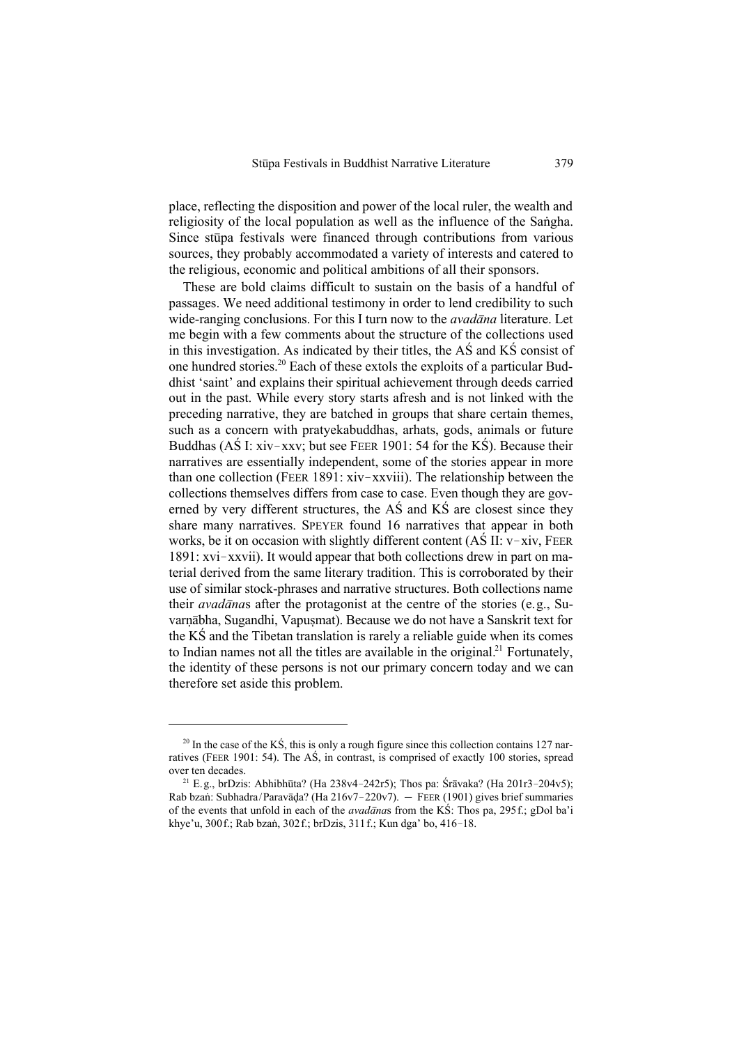place, reflecting the disposition and power of the local ruler, the wealth and religiosity of the local population as well as the influence of the Saṅgha. Since stūpa festivals were financed through contributions from various sources, they probably accommodated a variety of interests and catered to the religious, economic and political ambitions of all their sponsors.

These are bold claims difficult to sustain on the basis of a handful of passages. We need additional testimony in order to lend credibility to such wide-ranging conclusions. For this I turn now to the *avadāna* literature. Let me begin with a few comments about the structure of the collections used in this investigation. As indicated by their titles, the AŚ and KŚ consist of one hundred stories.[20] Each of these extols the exploits of a particular Buddhist 'saint' and explains their spiritual achievement through deeds carried out in the past. While every story starts afresh and is not linked with the preceding narrative, they are batched in groups that share certain themes, such as a concern with pratyekabuddhas, arhats, gods, animals or future Buddhas (AŚ I: xiv–xxv; but see FEER 1901: 54 for the KŚ). Because their narratives are essentially independent, some of the stories appear in more than one collection (FEER 1891: xiv–xxviii). The relationship between the collections themselves differs from case to case. Even though they are governed by very different structures, the AŚ and KŚ are closest since they share many narratives. SPEYER found 16 narratives that appear in both works, be it on occasion with slightly different content (AŚ II: v–xiv, FEER 1891: xvi–xxvii). It would appear that both collections drew in part on material derived from the same literary tradition. This is corroborated by their use of similar stock-phrases and narrative structures. Both collections name their *avadāna*s after the protagonist at the centre of the stories (e.g., Suvarṇābha, Sugandhi, Vapuṣmat). Because we do not have a Sanskrit text for the KŚ and the Tibetan translation is rarely a reliable guide when its comes to Indian names not all the titles are available in the original.[21] Fortunately, the identity of these persons is not our primary concern today and we can therefore set aside this problem.

---

[20] In the case of the KŚ, this is only a rough figure since this collection contains 127 narratives (FEER 1901: 54). The AŚ, in contrast, is comprised of exactly 100 stories, spread over ten decades.

[21] E.g., brDzis: Abhibhūta? (Ha 238v4–242r5); Thos pa: Śrāvaka? (Ha 201r3–204v5); Rab bzaṅ: Subhadra/Paravāḍa? (Ha 216v7–220v7). — FEER (1901) gives brief summaries of the events that unfold in each of the *avadāna*s from the KŚ: Thos pa, 295 f.; gDol ba'i khye'u, 300 f.; Rab bzaṅ, 302 f.; brDzis, 311 f.; Kun dga' bo, 416–18.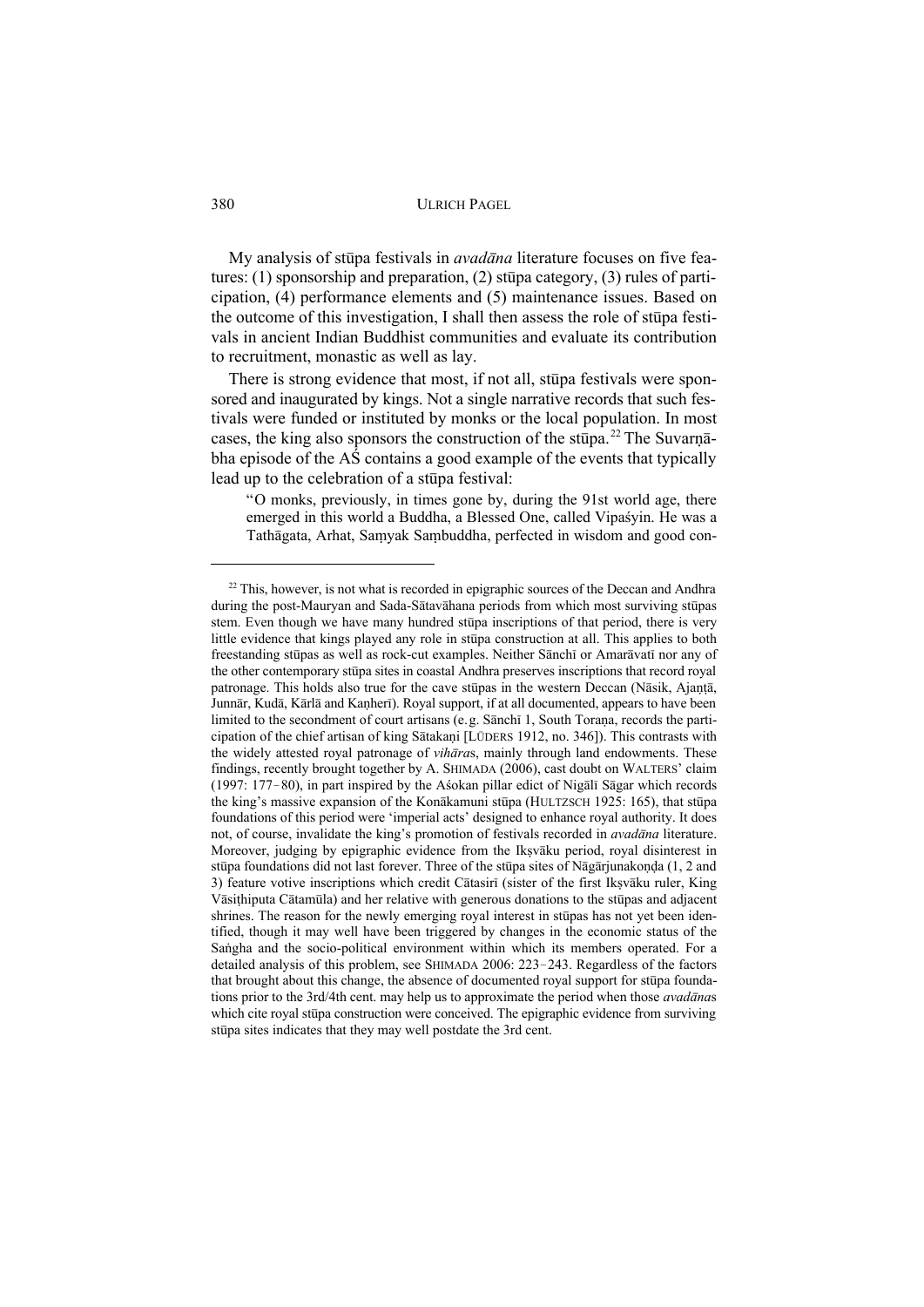My analysis of stūpa festivals in *avadāna* literature focuses on five features: (1) sponsorship and preparation, (2) stūpa category, (3) rules of participation, (4) performance elements and (5) maintenance issues. Based on the outcome of this investigation, I shall then assess the role of stūpa festivals in ancient Indian Buddhist communities and evaluate its contribution to recruitment, monastic as well as lay.

There is strong evidence that most, if not all, stūpa festivals were sponsored and inaugurated by kings. Not a single narrative records that such festivals were funded or instituted by monks or the local population. In most cases, the king also sponsors the construction of the stūpa.[22] The Suvarṇābha episode of the AŚ contains a good example of the events that typically lead up to the celebration of a stūpa festival:

> "O monks, previously, in times gone by, during the 91st world age, there emerged in this world a Buddha, a Blessed One, called Vipaśyin. He was a Tathāgata, Arhat, Saṃyak Saṃbuddha, perfected in wisdom and good con-

---

[22] This, however, is not what is recorded in epigraphic sources of the Deccan and Andhra during the post-Mauryan and Sada-Sātavāhana periods from which most surviving stūpas stem. Even though we have many hundred stūpa inscriptions of that period, there is very little evidence that kings played any role in stūpa construction at all. This applies to both freestanding stūpas as well as rock-cut examples. Neither Sānchī or Amarāvatī nor any of the other contemporary stūpa sites in coastal Andhra preserves inscriptions that record royal patronage. This holds also true for the cave stūpas in the western Deccan (Nāsik, Ajaṇṭā, Junnār, Kudā, Kārlā and Kaṇherī). Royal support, if at all documented, appears to have been limited to the secondment of court artisans (e.g. Sānchī 1, South Toraṇa, records the participation of the chief artisan of king Sātakaṇi [LÜDERS 1912, no. 346]). This contrasts with the widely attested royal patronage of *vihāra*s, mainly through land endowments. These findings, recently brought together by A. SHIMADA (2006), cast doubt on WALTERS' claim (1997: 177–80), in part inspired by the Aśokan pillar edict of Nigālī Sāgar which records the king's massive expansion of the Konākamuni stūpa (HULTZSCH 1925: 165), that stūpa foundations of this period were 'imperial acts' designed to enhance royal authority. It does not, of course, invalidate the king's promotion of festivals recorded in *avadāna* literature. Moreover, judging by epigraphic evidence from the Ikṣvāku period, royal disinterest in stūpa foundations did not last forever. Three of the stūpa sites of Nāgārjunakoṇḍa (1, 2 and 3) feature votive inscriptions which credit Cātasirī (sister of the first Ikṣvāku ruler, King Vāsiṭhiputa Cātamūla) and her relative with generous donations to the stūpas and adjacent shrines. The reason for the newly emerging royal interest in stūpas has not yet been identified, though it may well have been triggered by changes in the economic status of the Saṅgha and the socio-political environment within which its members operated. For a detailed analysis of this problem, see SHIMADA 2006: 223–243. Regardless of the factors that brought about this change, the absence of documented royal support for stūpa foundations prior to the 3rd/4th cent. may help us to approximate the period when those *avadāna*s which cite royal stūpa construction were conceived. The epigraphic evidence from surviving stūpa sites indicates that they may well postdate the 3rd cent.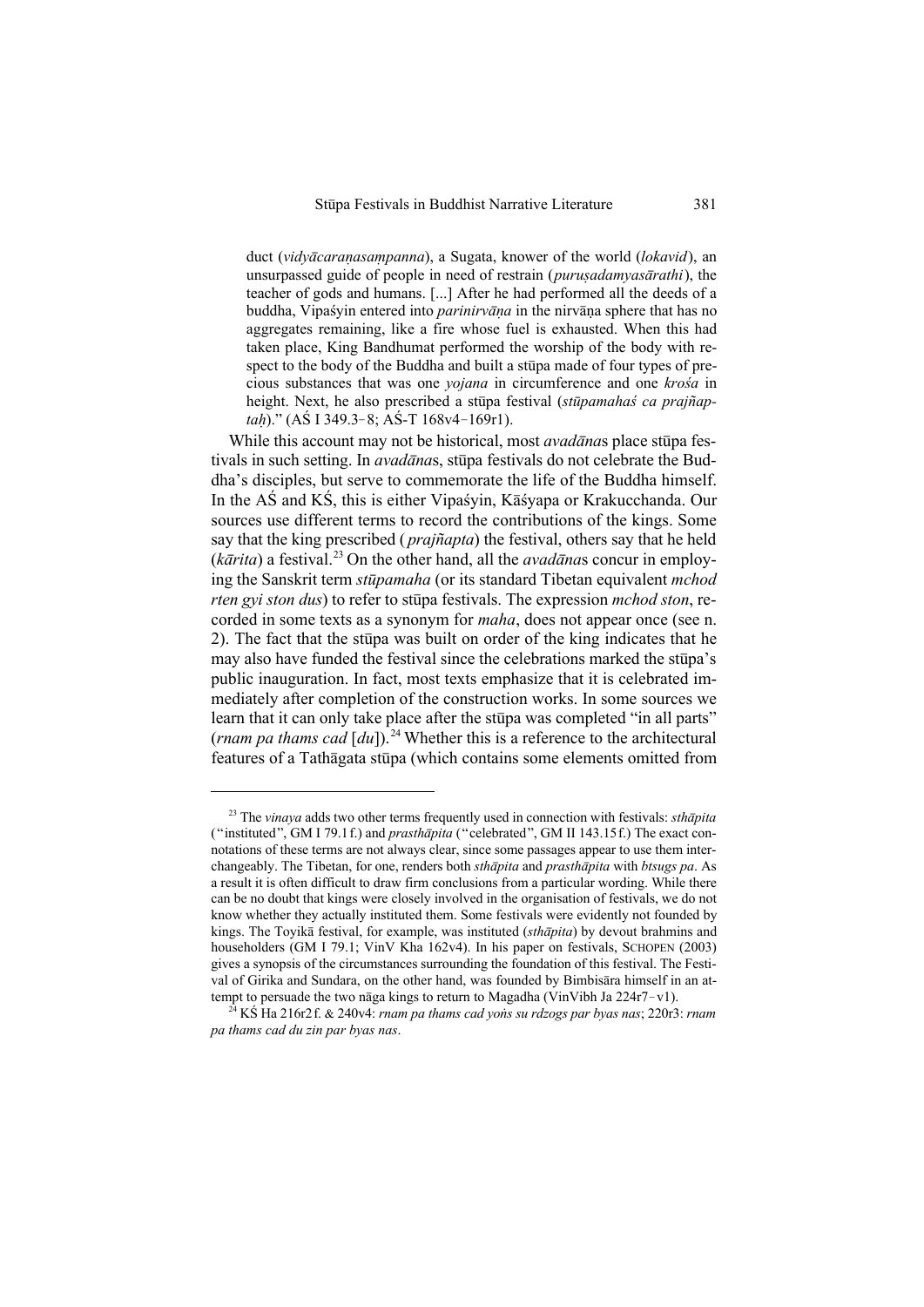duct (*vidyācaraṇasaṃpanna*), a Sugata, knower of the world (*lokavid*), an unsurpassed guide of people in need of restrain (*puruṣadamyasārathi*), the teacher of gods and humans. [...] After he had performed all the deeds of a buddha, Vipaśyin entered into *parinirvāṇa* in the nirvāṇa sphere that has no aggregates remaining, like a fire whose fuel is exhausted. When this had taken place, King Bandhumat performed the worship of the body with respect to the body of the Buddha and built a stūpa made of four types of precious substances that was one *yojana* in circumference and one *krośa* in height. Next, he also prescribed a stūpa festival (*stūpamahaś ca prajñaptaḥ*)." (AŚ I 349.3–8; AŚ-T 168v4–169r1).

While this account may not be historical, most *avadāna*s place stūpa festivals in such setting. In *avadāna*s, stūpa festivals do not celebrate the Buddha's disciples, but serve to commemorate the life of the Buddha himself. In the AŚ and KŚ, this is either Vipaśyin, Kāśyapa or Krakucchanda. Our sources use different terms to record the contributions of the kings. Some say that the king prescribed (*prajñapta*) the festival, others say that he held (*kārita*) a festival.[23] On the other hand, all the *avadāna*s concur in employing the Sanskrit term *stūpamaha* (or its standard Tibetan equivalent *mchod rten gyi ston dus*) to refer to stūpa festivals. The expression *mchod ston*, recorded in some texts as a synonym for *maha*, does not appear once (see n. 2). The fact that the stūpa was built on order of the king indicates that he may also have funded the festival since the celebrations marked the stūpa's public inauguration. In fact, most texts emphasize that it is celebrated immediately after completion of the construction works. In some sources we learn that it can only take place after the stūpa was completed "in all parts" (*rnam pa thams cad* [*du*]).[24] Whether this is a reference to the architectural features of a Tathāgata stūpa (which contains some elements omitted from

---

[23] The *vinaya* adds two other terms frequently used in connection with festivals: *sthāpita* ("instituted", GM I 79.1 f.) and *prasthāpita* ("celebrated", GM II 143.15 f.) The exact connotations of these terms are not always clear, since some passages appear to use them interchangeably. The Tibetan, for one, renders both *sthāpita* and *prasthāpita* with *btsugs pa*. As a result it is often difficult to draw firm conclusions from a particular wording. While there can be no doubt that kings were closely involved in the organisation of festivals, we do not know whether they actually instituted them. Some festivals were evidently not founded by kings. The Toyikā festival, for example, was instituted (*sthāpita*) by devout brahmins and householders (GM I 79.1; VinV Kha 162v4). In his paper on festivals, SCHOPEN (2003) gives a synopsis of the circumstances surrounding the foundation of this festival. The Festival of Girika and Sundara, on the other hand, was founded by Bimbisāra himself in an attempt to persuade the two nāga kings to return to Magadha (VinVibh Ja 224r7–v1).

[24] KŚ Ha 216r2 f. & 240v4: *rnam pa thams cad yoṅs su rdzogs par byas nas*; 220r3: *rnam pa thams cad du zin par byas nas*.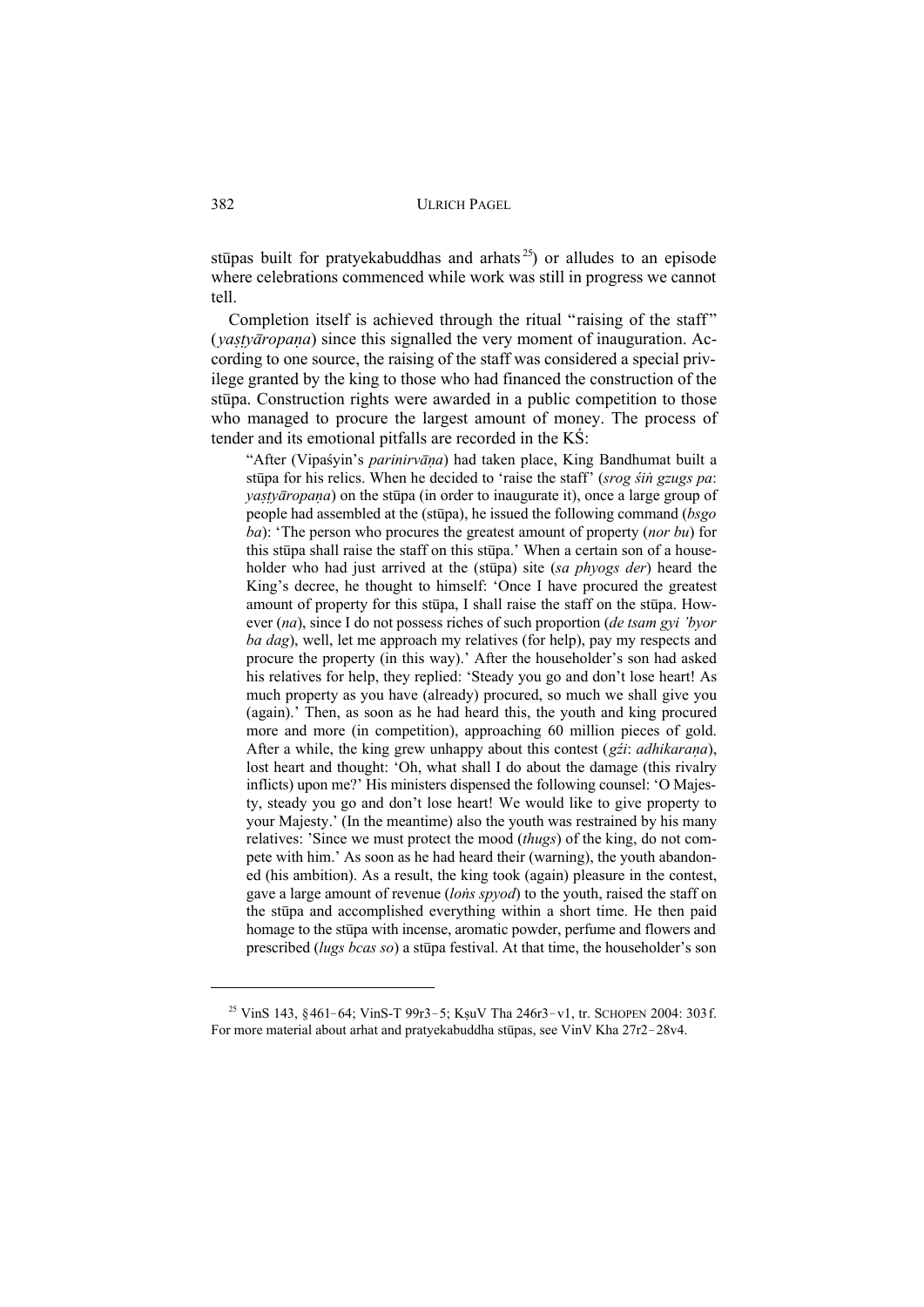stūpas built for pratyekabuddhas and arhats[25]) or alludes to an episode where celebrations commenced while work was still in progress we cannot tell.

Completion itself is achieved through the ritual "raising of the staff" (*yaṣṭyāropaṇa*) since this signalled the very moment of inauguration. According to one source, the raising of the staff was considered a special privilege granted by the king to those who had financed the construction of the stūpa. Construction rights were awarded in a public competition to those who managed to procure the largest amount of money. The process of tender and its emotional pitfalls are recorded in the KŚ:

> "After (Vipaśyin's *parinirvāṇa*) had taken place, King Bandhumat built a stūpa for his relics. When he decided to 'raise the staff' (*srog śiṅ gzugs pa*: *yaṣṭyāropaṇa*) on the stūpa (in order to inaugurate it), once a large group of people had assembled at the (stūpa), he issued the following command (*bsgo ba*): 'The person who procures the greatest amount of property (*nor bu*) for this stūpa shall raise the staff on this stūpa.' When a certain son of a householder who had just arrived at the (stūpa) site (*sa phyogs der*) heard the King's decree, he thought to himself: 'Once I have procured the greatest amount of property for this stūpa, I shall raise the staff on the stūpa. However (*na*), since I do not possess riches of such proportion (*de tsam gyi 'byor ba dag*), well, let me approach my relatives (for help), pay my respects and procure the property (in this way).' After the householder's son had asked his relatives for help, they replied: 'Steady you go and don't lose heart! As much property as you have (already) procured, so much we shall give you (again).' Then, as soon as he had heard this, the youth and king procured more and more (in competition), approaching 60 million pieces of gold. After a while, the king grew unhappy about this contest (*gźi*: *adhikaraṇa*), lost heart and thought: 'Oh, what shall I do about the damage (this rivalry inflicts) upon me?' His ministers dispensed the following counsel: 'O Majesty, steady you go and don't lose heart! We would like to give property to your Majesty.' (In the meantime) also the youth was restrained by his many relatives: 'Since we must protect the mood (*thugs*) of the king, do not compete with him.' As soon as he had heard their (warning), the youth abandoned (his ambition). As a result, the king took (again) pleasure in the contest, gave a large amount of revenue (*loṅs spyod*) to the youth, raised the staff on the stūpa and accomplished everything within a short time. He then paid homage to the stūpa with incense, aromatic powder, perfume and flowers and prescribed (*lugs bcas so*) a stūpa festival. At that time, the householder's son

---

[25] VinS 143, §461–64; VinS-T 99r3–5; KṣuV Tha 246r3–v1, tr. SCHOPEN 2004: 303 f. For more material about arhat and pratyekabuddha stūpas, see VinV Kha 27r2–28v4.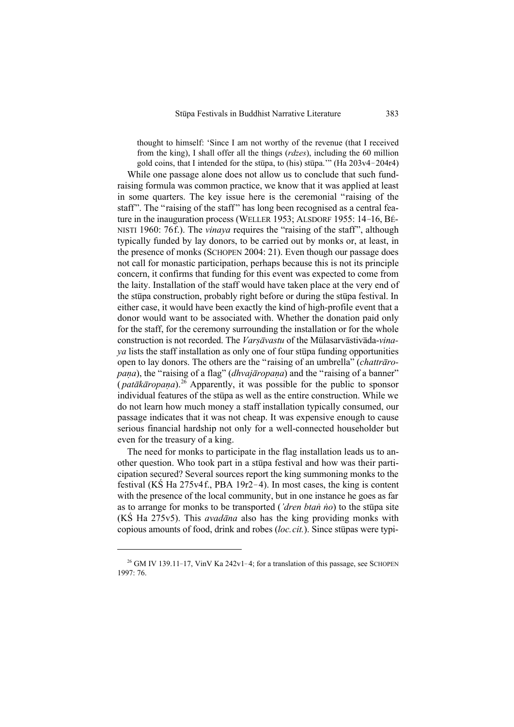thought to himself: 'Since I am not worthy of the revenue (that I received from the king), I shall offer all the things (*rdzes*), including the 60 million gold coins, that I intended for the stūpa, to (his) stūpa.'" (Ha 203v4–204r4)

While one passage alone does not allow us to conclude that such fundraising formula was common practice, we know that it was applied at least in some quarters. The key issue here is the ceremonial "raising of the staff". The "raising of the staff" has long been recognised as a central feature in the inauguration process (WELLER 1953; ALSDORF 1955: 14–16, BÉNISTI 1960: 76f.). The *vinaya* requires the "raising of the staff", although typically funded by lay donors, to be carried out by monks or, at least, in the presence of monks (SCHOPEN 2004: 21). Even though our passage does not call for monastic participation, perhaps because this is not its principle concern, it confirms that funding for this event was expected to come from the laity. Installation of the staff would have taken place at the very end of the stūpa construction, probably right before or during the stūpa festival. In either case, it would have been exactly the kind of high-profile event that a donor would want to be associated with. Whether the donation paid only for the staff, for the ceremony surrounding the installation or for the whole construction is not recorded. The *Varṣāvastu* of the Mūlasarvāstivāda-*vinaya* lists the staff installation as only one of four stūpa funding opportunities open to lay donors. The others are the "raising of an umbrella" (*chattrāropaṇa*), the "raising of a flag" (*dhvajāropaṇa*) and the "raising of a banner" (*patākāropaṇa*).[26] Apparently, it was possible for the public to sponsor individual features of the stūpa as well as the entire construction. While we do not learn how much money a staff installation typically consumed, our passage indicates that it was not cheap. It was expensive enough to cause serious financial hardship not only for a well-connected householder but even for the treasury of a king.

The need for monks to participate in the flag installation leads us to another question. Who took part in a stūpa festival and how was their participation secured? Several sources report the king summoning monks to the festival (KŚ Ha 275v4f., PBA 19r2–4). In most cases, the king is content with the presence of the local community, but in one instance he goes as far as to arrange for monks to be transported (*'dren btaṅ ṅo*) to the stūpa site (KŚ Ha 275v5). This *avadāna* also has the king providing monks with copious amounts of food, drink and robes (*loc. cit.*). Since stūpas were typi-

---

[26] GM IV 139.11–17, VinV Ka 242v1–4; for a translation of this passage, see SCHOPEN 1997: 76.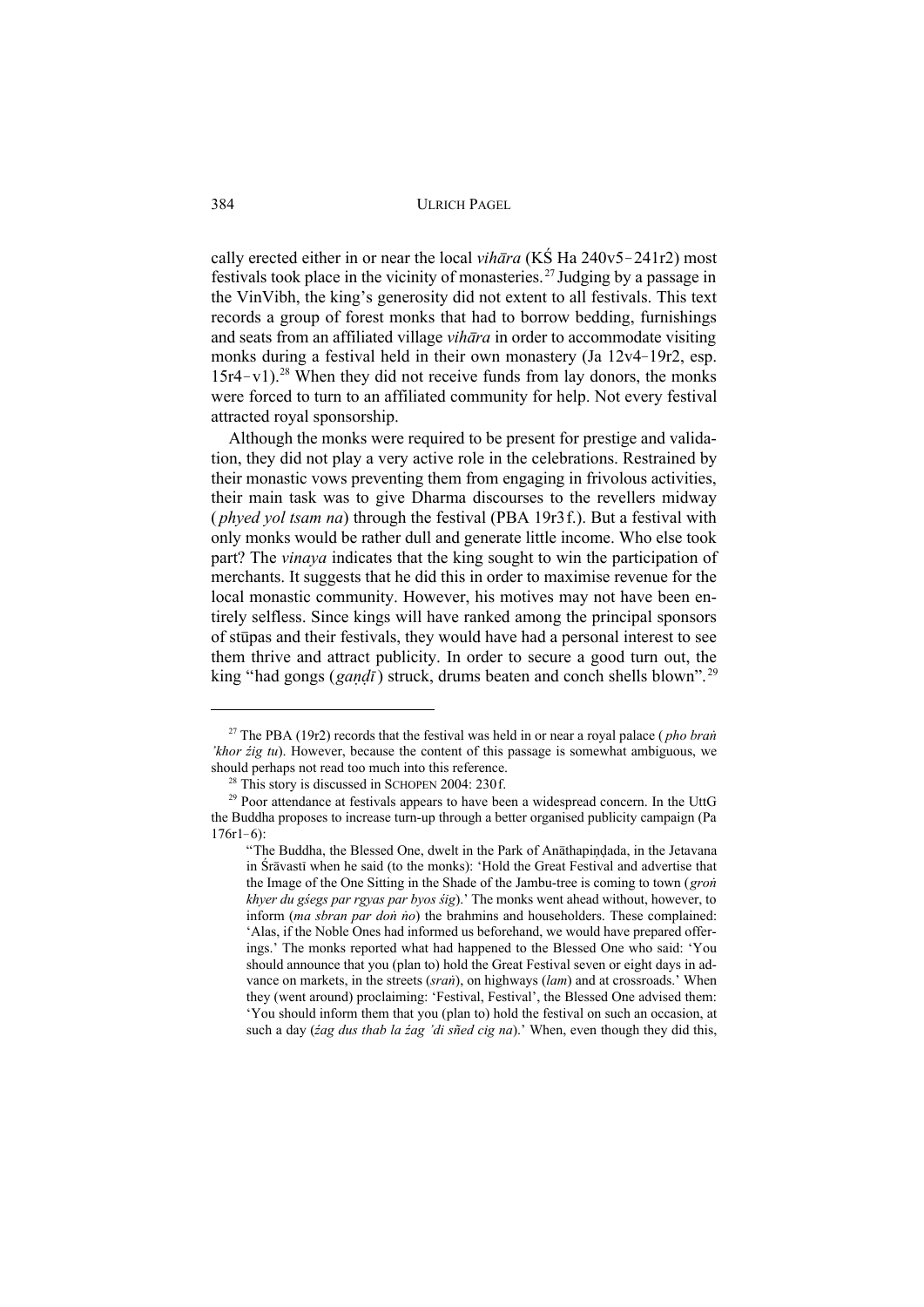cally erected either in or near the local *vihāra* (KŚ Ha 240v5–241r2) most festivals took place in the vicinity of monasteries.[27] Judging by a passage in the VinVibh, the king's generosity did not extent to all festivals. This text records a group of forest monks that had to borrow bedding, furnishings and seats from an affiliated village *vihāra* in order to accommodate visiting monks during a festival held in their own monastery (Ja 12v4–19r2, esp. 15r4–v1).[28] When they did not receive funds from lay donors, the monks were forced to turn to an affiliated community for help. Not every festival attracted royal sponsorship.

Although the monks were required to be present for prestige and validation, they did not play a very active role in the celebrations. Restrained by their monastic vows preventing them from engaging in frivolous activities, their main task was to give Dharma discourses to the revellers midway (*phyed yol tsam na*) through the festival (PBA 19r3 f.). But a festival with only monks would be rather dull and generate little income. Who else took part? The *vinaya* indicates that the king sought to win the participation of merchants. It suggests that he did this in order to maximise revenue for the local monastic community. However, his motives may not have been entirely selfless. Since kings will have ranked among the principal sponsors of stūpas and their festivals, they would have had a personal interest to see them thrive and attract publicity. In order to secure a good turn out, the king "had gongs (*gaṇḍī*) struck, drums beaten and conch shells blown".[29]

---

[27] The PBA (19r2) records that the festival was held in or near a royal palace (*pho braṅ 'khor źig tu*). However, because the content of this passage is somewhat ambiguous, we should perhaps not read too much into this reference.

[28] This story is discussed in SCHOPEN 2004: 230 f.

[29] Poor attendance at festivals appears to have been a widespread concern. In the UttG the Buddha proposes to increase turn-up through a better organised publicity campaign (Pa 176r1–6):

> "The Buddha, the Blessed One, dwelt in the Park of Anāthapiṇḍada, in the Jetavana in Śrāvastī when he said (to the monks): 'Hold the Great Festival and advertise that the Image of the One Sitting in the Shade of the Jambu-tree is coming to town (*groṅ khyer du gśegs par rgyas par byos śig*).' The monks went ahead without, however, to inform (*ma sbran par doṅ ṅo*) the brahmins and householders. These complained: 'Alas, if the Noble Ones had informed us beforehand, we would have prepared offerings.' The monks reported what had happened to the Blessed One who said: 'You should announce that you (plan to) hold the Great Festival seven or eight days in advance on markets, in the streets (*sraṅ*), on highways (*lam*) and at crossroads.' When they (went around) proclaiming: 'Festival, Festival', the Blessed One advised them: 'You should inform them that you (plan to) hold the festival on such an occasion, at such a day (*źag dus thab la źag 'di sñed cig na*).' When, even though they did this,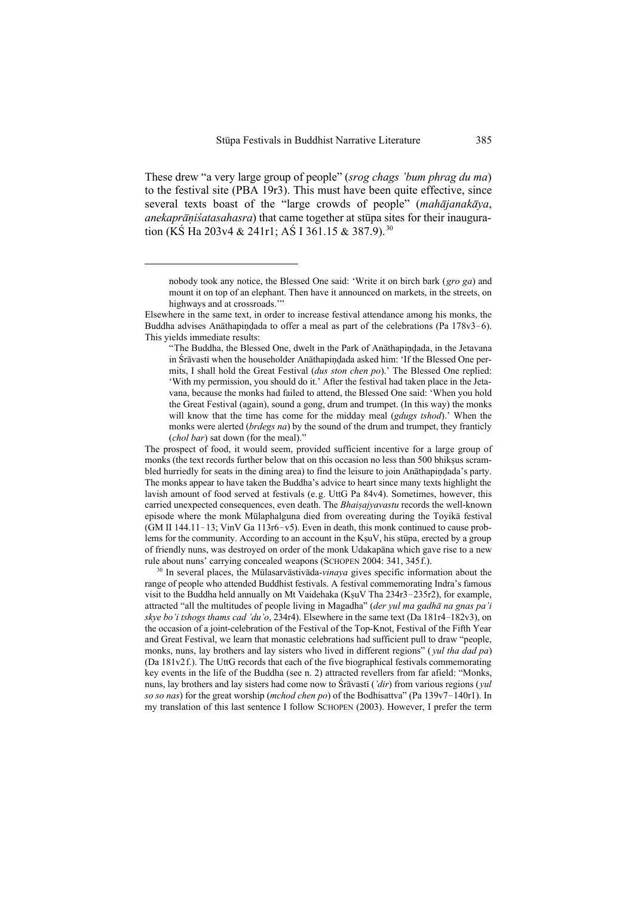These drew "a very large group of people" (*srog chags 'bum phrag du ma*) to the festival site (PBA 19r3). This must have been quite effective, since several texts boast of the "large crowds of people" (*mahājanakāya*, *anekaprāṇiśatasahasra*) that came together at stūpa sites for their inauguration (KŚ Ha 203v4 & 241r1; AŚ I 361.15 & 387.9).[30]

---

> nobody took any notice, the Blessed One said: 'Write it on birch bark (*gro ga*) and mount it on top of an elephant. Then have it announced on markets, in the streets, on highways and at crossroads.'"

Elsewhere in the same text, in order to increase festival attendance among his monks, the Buddha advises Anāthapiṇḍada to offer a meal as part of the celebrations (Pa 178v3–6). This yields immediate results:

> "The Buddha, the Blessed One, dwelt in the Park of Anāthapiṇḍada, in the Jetavana in Śrāvastī when the householder Anāthapiṇḍada asked him: 'If the Blessed One permits, I shall hold the Great Festival (*dus ston chen po*).' The Blessed One replied: 'With my permission, you should do it.' After the festival had taken place in the Jetavana, because the monks had failed to attend, the Blessed One said: 'When you hold the Great Festival (again), sound a gong, drum and trumpet. (In this way) the monks will know that the time has come for the midday meal (*gdugs tshod*).' When the monks were alerted (*brdegs na*) by the sound of the drum and trumpet, they franticly (*chol bar*) sat down (for the meal)."

The prospect of food, it would seem, provided sufficient incentive for a large group of monks (the text records further below that on this occasion no less than 500 bhikṣus scrambled hurriedly for seats in the dining area) to find the leisure to join Anāthapiṇḍada's party. The monks appear to have taken the Buddha's advice to heart since many texts highlight the lavish amount of food served at festivals (e.g. UttG Pa 84v4). Sometimes, however, this carried unexpected consequences, even death. The *Bhaiṣajyavastu* records the well-known episode where the monk Mūlaphalguna died from overeating during the Toyikā festival (GM II 144.11–13; VinV Ga 113r6–v5). Even in death, this monk continued to cause problems for the community. According to an account in the KṣuV, his stūpa, erected by a group of friendly nuns, was destroyed on order of the monk Udakapāna which gave rise to a new rule about nuns' carrying concealed weapons (SCHOPEN 2004: 341, 345 f.).

[30] In several places, the Mūlasarvāstivāda-*vinaya* gives specific information about the range of people who attended Buddhist festivals. A festival commemorating Indra's famous visit to the Buddha held annually on Mt Vaidehaka (KṣuV Tha 234r3–235r2), for example, attracted "all the multitudes of people living in Magadha" (*der yul ma gadhā na gnas pa'i skye bo'i tshogs thams cad 'du'o*, 234r4). Elsewhere in the same text (Da 181r4–182v3), on the occasion of a joint-celebration of the Festival of the Top-Knot, Festival of the Fifth Year and Great Festival, we learn that monastic celebrations had sufficient pull to draw "people, monks, nuns, lay brothers and lay sisters who lived in different regions" (*yul tha dad pa*) (Da 181v2 f.). The UttG records that each of the five biographical festivals commemorating key events in the life of the Buddha (see n. 2) attracted revellers from far afield: "Monks, nuns, lay brothers and lay sisters had come now to Śrāvastī (*'dir*) from various regions (*yul so so nas*) for the great worship (*mchod chen po*) of the Bodhisattva" (Pa 139v7–140r1). In my translation of this last sentence I follow SCHOPEN (2003). However, I prefer the term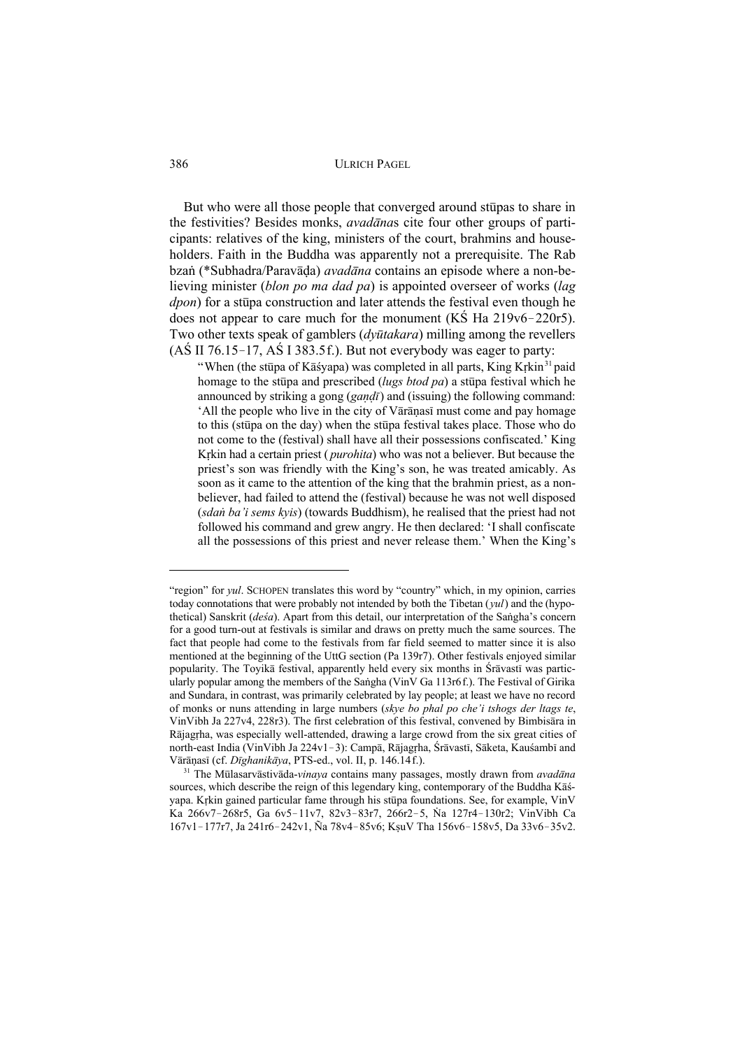But who were all those people that converged around stūpas to share in the festivities? Besides monks, *avadāna*s cite four other groups of participants: relatives of the king, ministers of the court, brahmins and householders. Faith in the Buddha was apparently not a prerequisite. The Rab bzaṅ (*Subhadra/Paravāḍa) *avadāna* contains an episode where a non-believing minister (*blon po ma dad pa*) is appointed overseer of works (*lag dpon*) for a stūpa construction and later attends the festival even though he does not appear to care much for the monument (KŚ Ha 219v6–220r5). Two other texts speak of gamblers (*dyūtakara*) milling among the revellers (AŚ II 76.15–17, AŚ I 383.5 f.). But not everybody was eager to party:

> "When (the stūpa of Kāśyapa) was completed in all parts, King Kṛkin[31] paid homage to the stūpa and prescribed (*lugs btod pa*) a stūpa festival which he announced by striking a gong (*gaṇḍī*) and (issuing) the following command: 'All the people who live in the city of Vārāṇasī must come and pay homage to this (stūpa on the day) when the stūpa festival takes place. Those who do not come to the (festival) shall have all their possessions confiscated.' King Kṛkin had a certain priest (*purohita*) who was not a believer. But because the priest's son was friendly with the King's son, he was treated amicably. As soon as it came to the attention of the king that the brahmin priest, as a non-believer, had failed to attend the (festival) because he was not well disposed (*sdaṅ ba'i sems kyis*) (towards Buddhism), he realised that the priest had not followed his command and grew angry. He then declared: 'I shall confiscate all the possessions of this priest and never release them.' When the King's

---

"region" for *yul*. SCHOPEN translates this word by "country" which, in my opinion, carries today connotations that were probably not intended by both the Tibetan (*yul*) and the (hypothetical) Sanskrit (*deśa*). Apart from this detail, our interpretation of the Saṅgha's concern for a good turn-out at festivals is similar and draws on pretty much the same sources. The fact that people had come to the festivals from far field seemed to matter since it is also mentioned at the beginning of the UttG section (Pa 139r7). Other festivals enjoyed similar popularity. The Toyikā festival, apparently held every six months in Śrāvastī was particularly popular among the members of the Saṅgha (VinV Ga 113r6 f.). The Festival of Girika and Sundara, in contrast, was primarily celebrated by lay people; at least we have no record of monks or nuns attending in large numbers (*skye bo phal po che'i tshogs der ltags te*, VinVibh Ja 227v4, 228r3). The first celebration of this festival, convened by Bimbisāra in Rājagṛha, was especially well-attended, drawing a large crowd from the six great cities of north-east India (VinVibh Ja 224v1–3): Campā, Rājagṛha, Śrāvastī, Sāketa, Kauśambī and Vārāṇasī (cf. *Dīghanikāya*, PTS-ed., vol. II, p. 146.14 f.).

[31] The Mūlasarvāstivāda-*vinaya* contains many passages, mostly drawn from *avadāna* sources, which describe the reign of this legendary king, contemporary of the Buddha Kāśyapa. Kṛkin gained particular fame through his stūpa foundations. See, for example, VinV Ka 266v7–268r5, Ga 6v5–11v7, 82v3–83r7, 266r2–5, Ṅa 127r4–130r2; VinVibh Ca 167v1–177r7, Ja 241r6–242v1, Ña 78v4–85v6; KṣuV Tha 156v6–158v5, Da 33v6–35v2.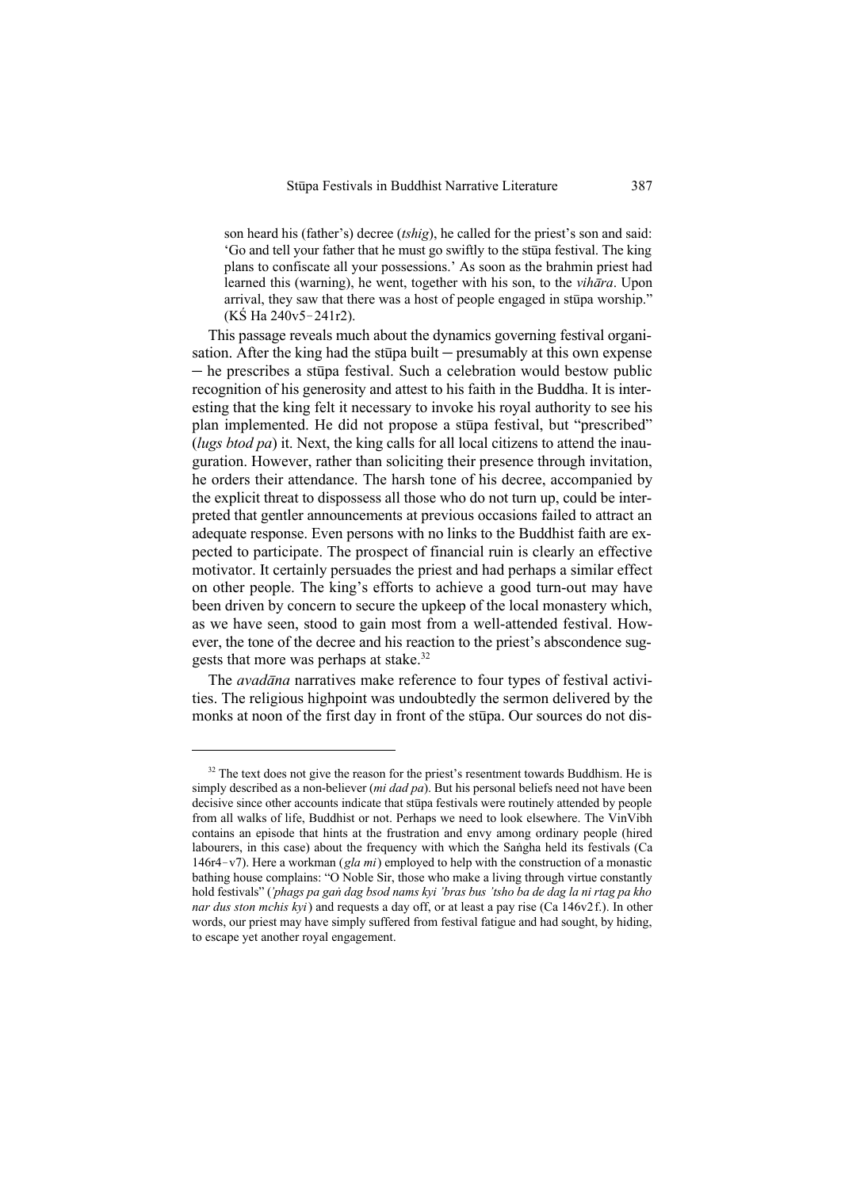> son heard his (father's) decree (*tshig*), he called for the priest's son and said: 'Go and tell your father that he must go swiftly to the stūpa festival. The king plans to confiscate all your possessions.' As soon as the brahmin priest had learned this (warning), he went, together with his son, to the *vihāra*. Upon arrival, they saw that there was a host of people engaged in stūpa worship." (KŚ Ha 240v5–241r2).

This passage reveals much about the dynamics governing festival organisation. After the king had the stūpa built ─ presumably at this own expense ─ he prescribes a stūpa festival. Such a celebration would bestow public recognition of his generosity and attest to his faith in the Buddha. It is interesting that the king felt it necessary to invoke his royal authority to see his plan implemented. He did not propose a stūpa festival, but "prescribed" (*lugs btod pa*) it. Next, the king calls for all local citizens to attend the inauguration. However, rather than soliciting their presence through invitation, he orders their attendance. The harsh tone of his decree, accompanied by the explicit threat to dispossess all those who do not turn up, could be interpreted that gentler announcements at previous occasions failed to attract an adequate response. Even persons with no links to the Buddhist faith are expected to participate. The prospect of financial ruin is clearly an effective motivator. It certainly persuades the priest and had perhaps a similar effect on other people. The king's efforts to achieve a good turn-out may have been driven by concern to secure the upkeep of the local monastery which, as we have seen, stood to gain most from a well-attended festival. However, the tone of the decree and his reaction to the priest's abscondence suggests that more was perhaps at stake.[32]

The *avadāna* narratives make reference to four types of festival activities. The religious highpoint was undoubtedly the sermon delivered by the monks at noon of the first day in front of the stūpa. Our sources do not dis-

---

[32] The text does not give the reason for the priest's resentment towards Buddhism. He is simply described as a non-believer (*mi dad pa*). But his personal beliefs need not have been decisive since other accounts indicate that stūpa festivals were routinely attended by people from all walks of life, Buddhist or not. Perhaps we need to look elsewhere. The VinVibh contains an episode that hints at the frustration and envy among ordinary people (hired labourers, in this case) about the frequency with which the Saṅgha held its festivals (Ca 146r4–v7). Here a workman (*gla mi*) employed to help with the construction of a monastic bathing house complains: "O Noble Sir, those who make a living through virtue constantly hold festivals" (*'phags pa gaṅ dag bsod nams kyi 'bras bus 'tsho ba de dag la ni rtag pa kho nar dus ston mchis kyi*) and requests a day off, or at least a pay rise (Ca 146v2 f.). In other words, our priest may have simply suffered from festival fatigue and had sought, by hiding, to escape yet another royal engagement.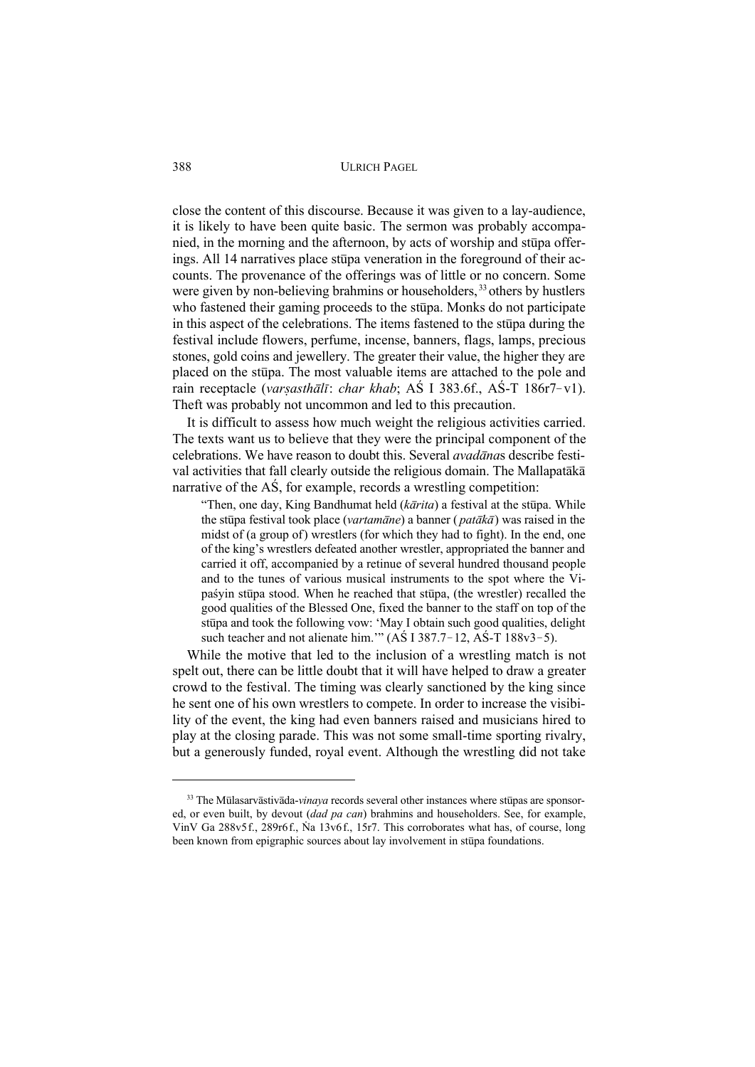close the content of this discourse. Because it was given to a lay-audience, it is likely to have been quite basic. The sermon was probably accompanied, in the morning and the afternoon, by acts of worship and stūpa offerings. All 14 narratives place stūpa veneration in the foreground of their accounts. The provenance of the offerings was of little or no concern. Some were given by non-believing brahmins or householders,[33] others by hustlers who fastened their gaming proceeds to the stūpa. Monks do not participate in this aspect of the celebrations. The items fastened to the stūpa during the festival include flowers, perfume, incense, banners, flags, lamps, precious stones, gold coins and jewellery. The greater their value, the higher they are placed on the stūpa. The most valuable items are attached to the pole and rain receptacle (*varṣasthālī*: *char khab*; AŚ I 383.6f., AŚ-T 186r7–v1). Theft was probably not uncommon and led to this precaution.

It is difficult to assess how much weight the religious activities carried. The texts want us to believe that they were the principal component of the celebrations. We have reason to doubt this. Several *avadāna*s describe festival activities that fall clearly outside the religious domain. The Mallapatākā narrative of the AŚ, for example, records a wrestling competition:

> "Then, one day, King Bandhumat held (*kārita*) a festival at the stūpa. While the stūpa festival took place (*vartamāne*) a banner (*patākā*) was raised in the midst of (a group of) wrestlers (for which they had to fight). In the end, one of the king's wrestlers defeated another wrestler, appropriated the banner and carried it off, accompanied by a retinue of several hundred thousand people and to the tunes of various musical instruments to the spot where the Vipaśyin stūpa stood. When he reached that stūpa, (the wrestler) recalled the good qualities of the Blessed One, fixed the banner to the staff on top of the stūpa and took the following vow: 'May I obtain such good qualities, delight such teacher and not alienate him.'" (AŚ I 387.7–12, AŚ-T 188v3–5).

While the motive that led to the inclusion of a wrestling match is not spelt out, there can be little doubt that it will have helped to draw a greater crowd to the festival. The timing was clearly sanctioned by the king since he sent one of his own wrestlers to compete. In order to increase the visibility of the event, the king had even banners raised and musicians hired to play at the closing parade. This was not some small-time sporting rivalry, but a generously funded, royal event. Although the wrestling did not take

---

[33] The Mūlasarvāstivāda-*vinaya* records several other instances where stūpas are sponsored, or even built, by devout (*dad pa can*) brahmins and householders. See, for example, VinV Ga 288v5f., 289r6f., Ṅa 13v6f., 15r7. This corroborates what has, of course, long been known from epigraphic sources about lay involvement in stūpa foundations.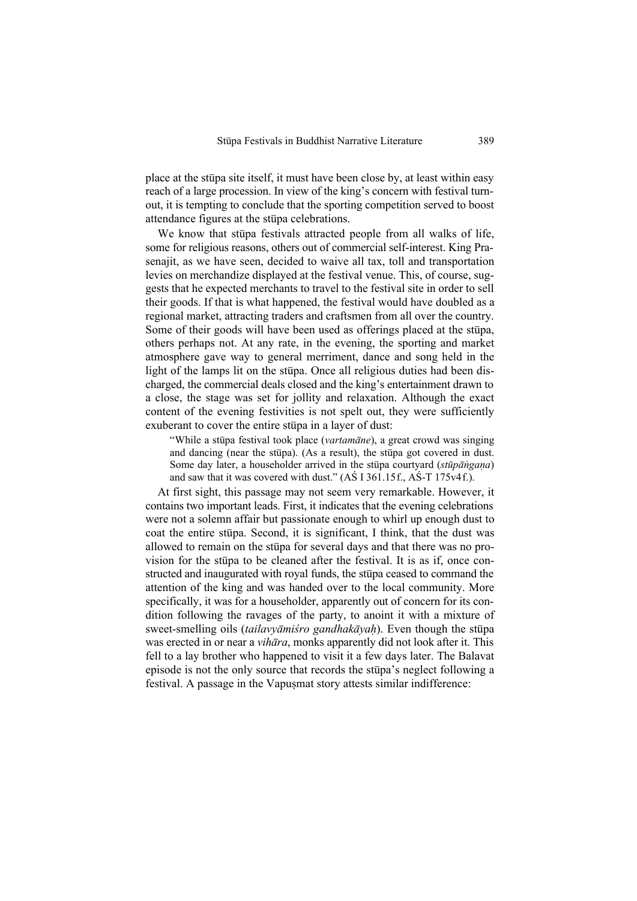place at the stūpa site itself, it must have been close by, at least within easy reach of a large procession. In view of the king's concern with festival turnout, it is tempting to conclude that the sporting competition served to boost attendance figures at the stūpa celebrations.

We know that stūpa festivals attracted people from all walks of life, some for religious reasons, others out of commercial self-interest. King Prasenajit, as we have seen, decided to waive all tax, toll and transportation levies on merchandize displayed at the festival venue. This, of course, suggests that he expected merchants to travel to the festival site in order to sell their goods. If that is what happened, the festival would have doubled as a regional market, attracting traders and craftsmen from all over the country. Some of their goods will have been used as offerings placed at the stūpa, others perhaps not. At any rate, in the evening, the sporting and market atmosphere gave way to general merriment, dance and song held in the light of the lamps lit on the stūpa. Once all religious duties had been discharged, the commercial deals closed and the king's entertainment drawn to a close, the stage was set for jollity and relaxation. Although the exact content of the evening festivities is not spelt out, they were sufficiently exuberant to cover the entire stūpa in a layer of dust:

> "While a stūpa festival took place (*vartamāne*), a great crowd was singing and dancing (near the stūpa). (As a result), the stūpa got covered in dust. Some day later, a householder arrived in the stūpa courtyard (*stūpāṅgaṇa*) and saw that it was covered with dust." (AŚ I 361.15 f., AŚ-T 175v4 f.).

At first sight, this passage may not seem very remarkable. However, it contains two important leads. First, it indicates that the evening celebrations were not a solemn affair but passionate enough to whirl up enough dust to coat the entire stūpa. Second, it is significant, I think, that the dust was allowed to remain on the stūpa for several days and that there was no provision for the stūpa to be cleaned after the festival. It is as if, once constructed and inaugurated with royal funds, the stūpa ceased to command the attention of the king and was handed over to the local community. More specifically, it was for a householder, apparently out of concern for its condition following the ravages of the party, to anoint it with a mixture of sweet-smelling oils (*tailavyāmiśro gandhakāyaḥ*). Even though the stūpa was erected in or near a *vihāra*, monks apparently did not look after it. This fell to a lay brother who happened to visit it a few days later. The Balavat episode is not the only source that records the stūpa's neglect following a festival. A passage in the Vapuṣmat story attests similar indifference: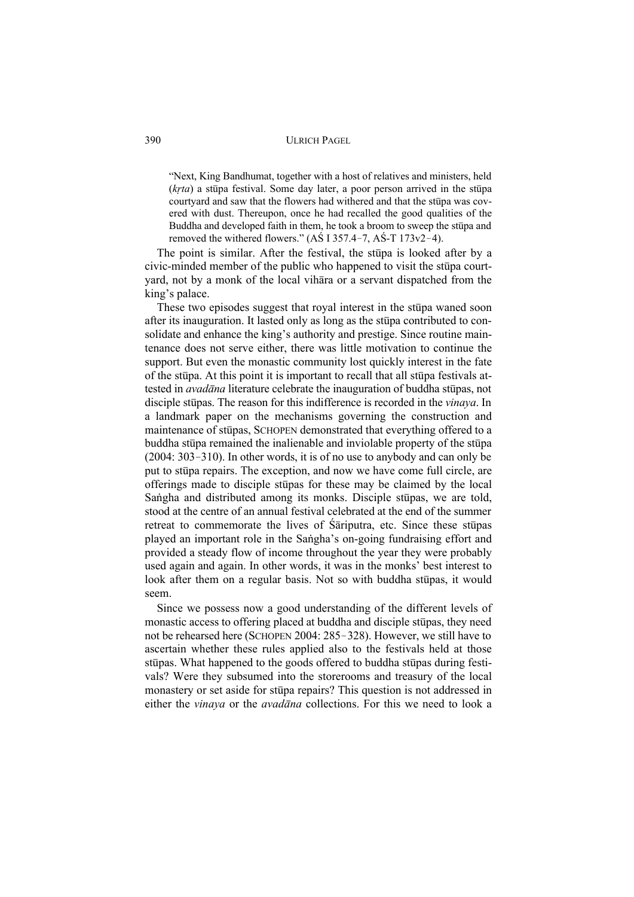> "Next, King Bandhumat, together with a host of relatives and ministers, held (*kṛta*) a stūpa festival. Some day later, a poor person arrived in the stūpa courtyard and saw that the flowers had withered and that the stūpa was covered with dust. Thereupon, once he had recalled the good qualities of the Buddha and developed faith in them, he took a broom to sweep the stūpa and removed the withered flowers." (AŚ I 357.4–7, AŚ-T 173v2–4).

The point is similar. After the festival, the stūpa is looked after by a civic-minded member of the public who happened to visit the stūpa courtyard, not by a monk of the local vihāra or a servant dispatched from the king's palace.

These two episodes suggest that royal interest in the stūpa waned soon after its inauguration. It lasted only as long as the stūpa contributed to consolidate and enhance the king's authority and prestige. Since routine maintenance does not serve either, there was little motivation to continue the support. But even the monastic community lost quickly interest in the fate of the stūpa. At this point it is important to recall that all stūpa festivals attested in *avadāna* literature celebrate the inauguration of buddha stūpas, not disciple stūpas. The reason for this indifference is recorded in the *vinaya*. In a landmark paper on the mechanisms governing the construction and maintenance of stūpas, SCHOPEN demonstrated that everything offered to a buddha stūpa remained the inalienable and inviolable property of the stūpa (2004: 303–310). In other words, it is of no use to anybody and can only be put to stūpa repairs. The exception, and now we have come full circle, are offerings made to disciple stūpas for these may be claimed by the local Saṅgha and distributed among its monks. Disciple stūpas, we are told, stood at the centre of an annual festival celebrated at the end of the summer retreat to commemorate the lives of Śāriputra, etc. Since these stūpas played an important role in the Saṅgha's on-going fundraising effort and provided a steady flow of income throughout the year they were probably used again and again. In other words, it was in the monks' best interest to look after them on a regular basis. Not so with buddha stūpas, it would seem.

Since we possess now a good understanding of the different levels of monastic access to offering placed at buddha and disciple stūpas, they need not be rehearsed here (SCHOPEN 2004: 285–328). However, we still have to ascertain whether these rules applied also to the festivals held at those stūpas. What happened to the goods offered to buddha stūpas during festivals? Were they subsumed into the storerooms and treasury of the local monastery or set aside for stūpa repairs? This question is not addressed in either the *vinaya* or the *avadāna* collections. For this we need to look a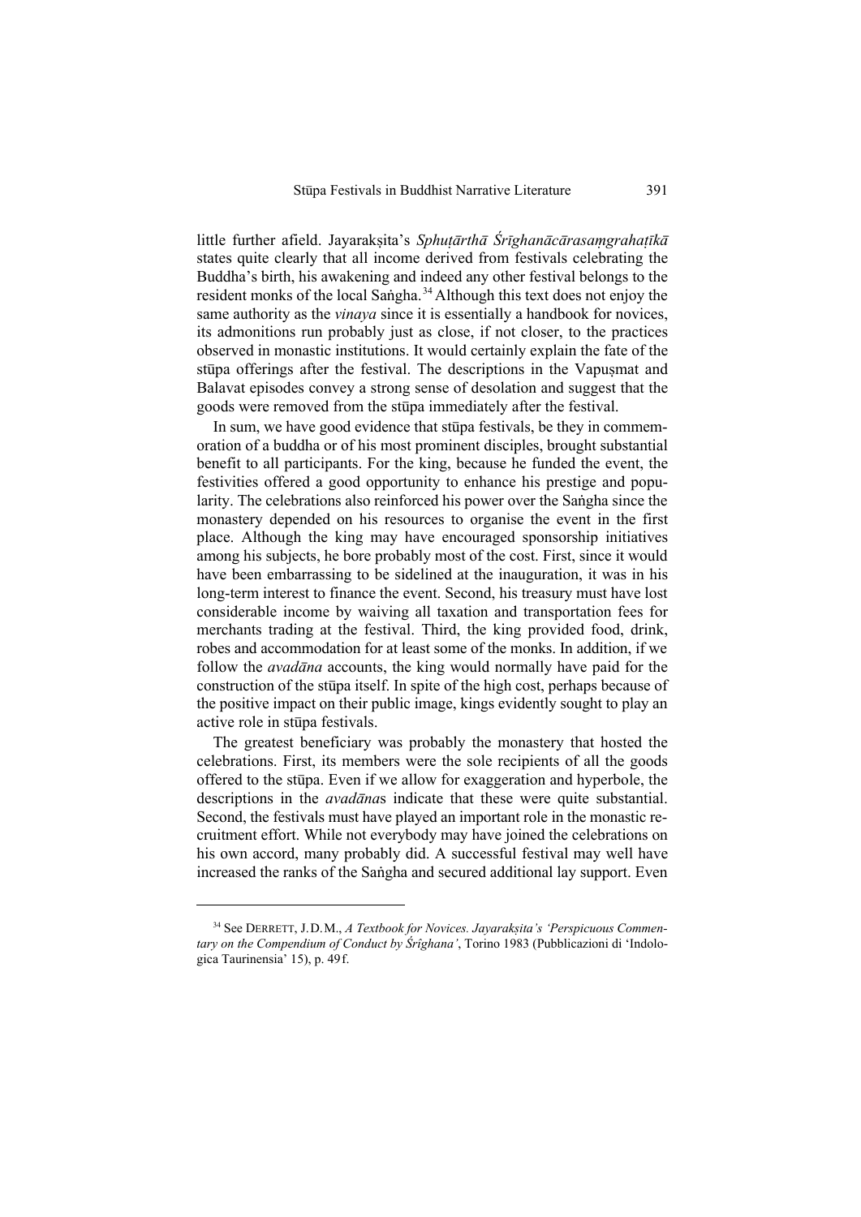little further afield. Jayarakṣita's *Sphuṭārthā Śrīghanācārasaṃgrahaṭīkā* states quite clearly that all income derived from festivals celebrating the Buddha's birth, his awakening and indeed any other festival belongs to the resident monks of the local Saṅgha.[34] Although this text does not enjoy the same authority as the *vinaya* since it is essentially a handbook for novices, its admonitions run probably just as close, if not closer, to the practices observed in monastic institutions. It would certainly explain the fate of the stūpa offerings after the festival. The descriptions in the Vapuṣmat and Balavat episodes convey a strong sense of desolation and suggest that the goods were removed from the stūpa immediately after the festival.

In sum, we have good evidence that stūpa festivals, be they in commemoration of a buddha or of his most prominent disciples, brought substantial benefit to all participants. For the king, because he funded the event, the festivities offered a good opportunity to enhance his prestige and popularity. The celebrations also reinforced his power over the Saṅgha since the monastery depended on his resources to organise the event in the first place. Although the king may have encouraged sponsorship initiatives among his subjects, he bore probably most of the cost. First, since it would have been embarrassing to be sidelined at the inauguration, it was in his long-term interest to finance the event. Second, his treasury must have lost considerable income by waiving all taxation and transportation fees for merchants trading at the festival. Third, the king provided food, drink, robes and accommodation for at least some of the monks. In addition, if we follow the *avadāna* accounts, the king would normally have paid for the construction of the stūpa itself. In spite of the high cost, perhaps because of the positive impact on their public image, kings evidently sought to play an active role in stūpa festivals.

The greatest beneficiary was probably the monastery that hosted the celebrations. First, its members were the sole recipients of all the goods offered to the stūpa. Even if we allow for exaggeration and hyperbole, the descriptions in the *avadāna*s indicate that these were quite substantial. Second, the festivals must have played an important role in the monastic recruitment effort. While not everybody may have joined the celebrations on his own accord, many probably did. A successful festival may well have increased the ranks of the Saṅgha and secured additional lay support. Even

---

[34] See DERRETT, J. D. M., *A Textbook for Novices. Jayarakṣita's 'Perspicuous Commentary on the Compendium of Conduct by Śrīghana'*, Torino 1983 (Pubblicazioni di 'Indologica Taurinensia' 15), p. 49f.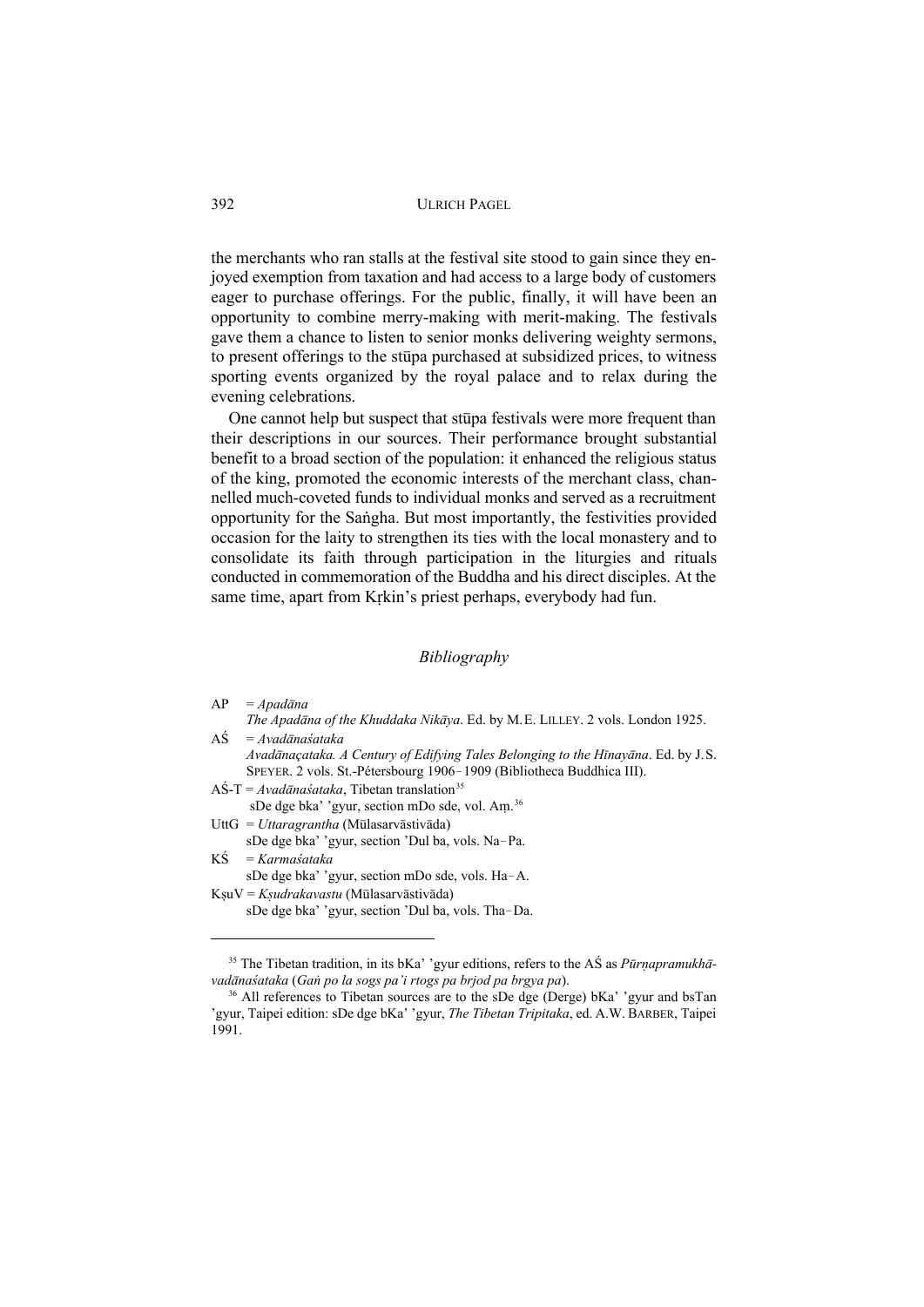the merchants who ran stalls at the festival site stood to gain since they enjoyed exemption from taxation and had access to a large body of customers eager to purchase offerings. For the public, finally, it will have been an opportunity to combine merry-making with merit-making. The festivals gave them a chance to listen to senior monks delivering weighty sermons, to present offerings to the stūpa purchased at subsidized prices, to witness sporting events organized by the royal palace and to relax during the evening celebrations.

One cannot help but suspect that stūpa festivals were more frequent than their descriptions in our sources. Their performance brought substantial benefit to a broad section of the population: it enhanced the religious status of the king, promoted the economic interests of the merchant class, channelled much-coveted funds to individual monks and served as a recruitment opportunity for the Saṅgha. But most importantly, the festivities provided occasion for the laity to strengthen its ties with the local monastery and to consolidate its faith through participation in the liturgies and rituals conducted in commemoration of the Buddha and his direct disciples. At the same time, apart from Kṛkin's priest perhaps, everybody had fun.

## *Bibliography*

AP = *Apadāna*
*The Apadāna of the Khuddaka Nikāya*. Ed. by M.E. LILLEY. 2 vols. London 1925.

AŚ = *Avadānaśataka*
*Avadānaçataka. A Century of Edifying Tales Belonging to the Hīnayāna*. Ed. by J.S. SPEYER. 2 vols. St.-Pétersbourg 1906–1909 (Bibliotheca Buddhica III).

AŚ-T = *Avadānaśataka*, Tibetan translation[35]
sDe dge bka' 'gyur, section mDo sde, vol. Aṃ.[36]

UttG = *Uttaragrantha* (Mūlasarvāstivāda)
sDe dge bka' 'gyur, section 'Dul ba, vols. Na–Pa.

KŚ = *Karmaśataka*
sDe dge bka' 'gyur, section mDo sde, vols. Ha–A.

KṣuV = *Kṣudrakavastu* (Mūlasarvāstivāda)
sDe dge bka' 'gyur, section 'Dul ba, vols. Tha–Da.

---

[35] The Tibetan tradition, in its bKa' 'gyur editions, refers to the AŚ as *Pūrṇapramukhāvadānaśataka* (*Gaṅ po la sogs pa'i rtogs pa brjod pa brgya pa*).

[36] All references to Tibetan sources are to the sDe dge (Derge) bKa' 'gyur and bsTan 'gyur, Taipei edition: sDe dge bKa' 'gyur, *The Tibetan Tripitaka*, ed. A.W. BARBER, Taipei 1991.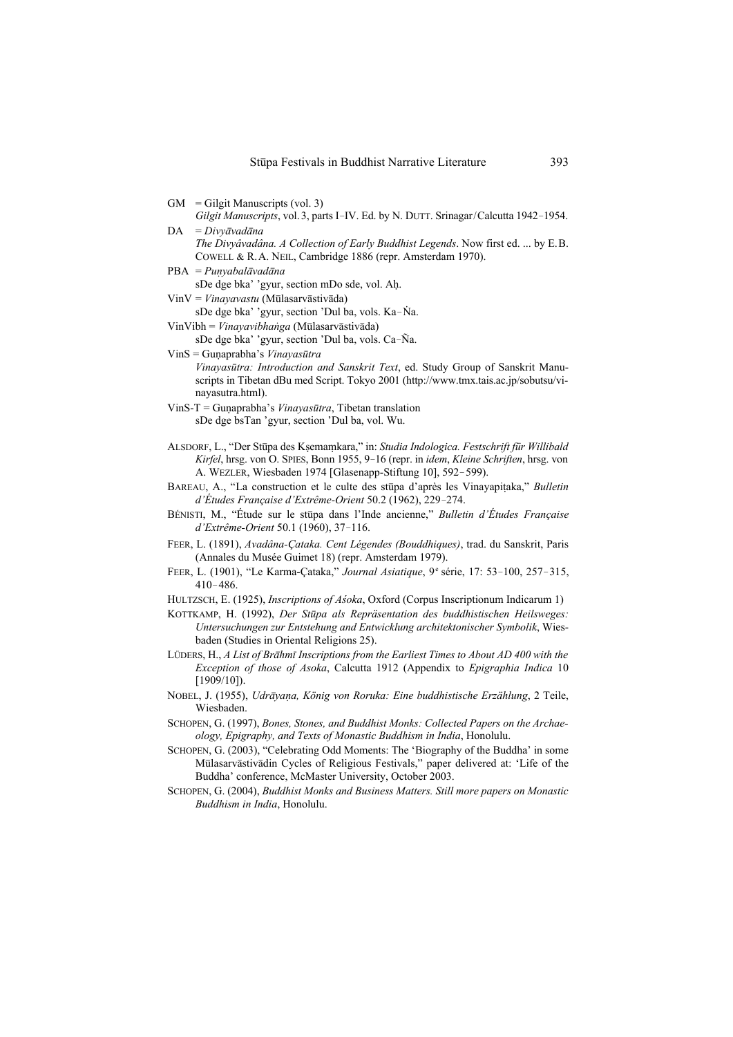GM = Gilgit Manuscripts (vol. 3)
*Gilgit Manuscripts*, vol. 3, parts I–IV. Ed. by N. DUTT. Srinagar/Calcutta 1942–1954.

DA = *Divyāvadāna*
*The Divyâvadâna. A Collection of Early Buddhist Legends*. Now first ed. ... by E.B. COWELL & R.A. NEIL, Cambridge 1886 (repr. Amsterdam 1970).

PBA = *Puṇyabalāvadāna*
sDe dge bka' 'gyur, section mDo sde, vol. Aḥ.

VinV = *Vinayavastu* (Mūlasarvāstivāda)
sDe dge bka' 'gyur, section 'Dul ba, vols. Ka–Ṅa.

VinVibh = *Vinayavibhaṅga* (Mūlasarvāstivāda)
sDe dge bka' 'gyur, section 'Dul ba, vols. Ca–Ña.

VinS = Guṇaprabha's *Vinayasūtra*
*Vinayasūtra: Introduction and Sanskrit Text*, ed. Study Group of Sanskrit Manuscripts in Tibetan dBu med Script. Tokyo 2001 (http://www.tmx.tais.ac.jp/sobutsu/vinayasutra.html).

VinS-T = Guṇaprabha's *Vinayasūtra*, Tibetan translation
sDe dge bsTan 'gyur, section 'Dul ba, vol. Wu.

ALSDORF, L., "Der Stūpa des Kṣemaṃkara," in: *Studia Indologica. Festschrift für Willibald Kirfel*, hrsg. von O. SPIES, Bonn 1955, 9–16 (repr. in *idem*, *Kleine Schriften*, hrsg. von A. WEZLER, Wiesbaden 1974 [Glasenapp-Stiftung 10], 592–599).

BAREAU, A., "La construction et le culte des stūpa d'après les Vinayapiṭaka," *Bulletin d'Études Française d'Extrême-Orient* 50.2 (1962), 229–274.

BÉNISTI, M., "Étude sur le stūpa dans l'Inde ancienne," *Bulletin d'Études Française d'Extrême-Orient* 50.1 (1960), 37–116.

FEER, L. (1891), *Avadâna-Çataka. Cent Légendes (Bouddhiques)*, trad. du Sanskrit, Paris (Annales du Musée Guimet 18) (repr. Amsterdam 1979).

FEER, L. (1901), "Le Karma-Çataka," *Journal Asiatique*, 9e série, 17: 53–100, 257–315, 410–486.

HULTZSCH, E. (1925), *Inscriptions of Aśoka*, Oxford (Corpus Inscriptionum Indicarum 1)

KOTTKAMP, H. (1992), *Der Stūpa als Repräsentation des buddhistischen Heilsweges: Untersuchungen zur Entstehung und Entwicklung architektonischer Symbolik*, Wiesbaden (Studies in Oriental Religions 25).

LÜDERS, H., *A List of Brāhmī Inscriptions from the Earliest Times to About AD 400 with the Exception of those of Asoka*, Calcutta 1912 (Appendix to *Epigraphia Indica* 10 [1909/10]).

NOBEL, J. (1955), *Udrāyaṇa, König von Roruka: Eine buddhistische Erzählung*, 2 Teile, Wiesbaden.

SCHOPEN, G. (1997), *Bones, Stones, and Buddhist Monks: Collected Papers on the Archaeology, Epigraphy, and Texts of Monastic Buddhism in India*, Honolulu.

SCHOPEN, G. (2003), "Celebrating Odd Moments: The 'Biography of the Buddha' in some Mūlasarvāstivādin Cycles of Religious Festivals," paper delivered at: 'Life of the Buddha' conference, McMaster University, October 2003.

SCHOPEN, G. (2004), *Buddhist Monks and Business Matters. Still more papers on Monastic Buddhism in India*, Honolulu.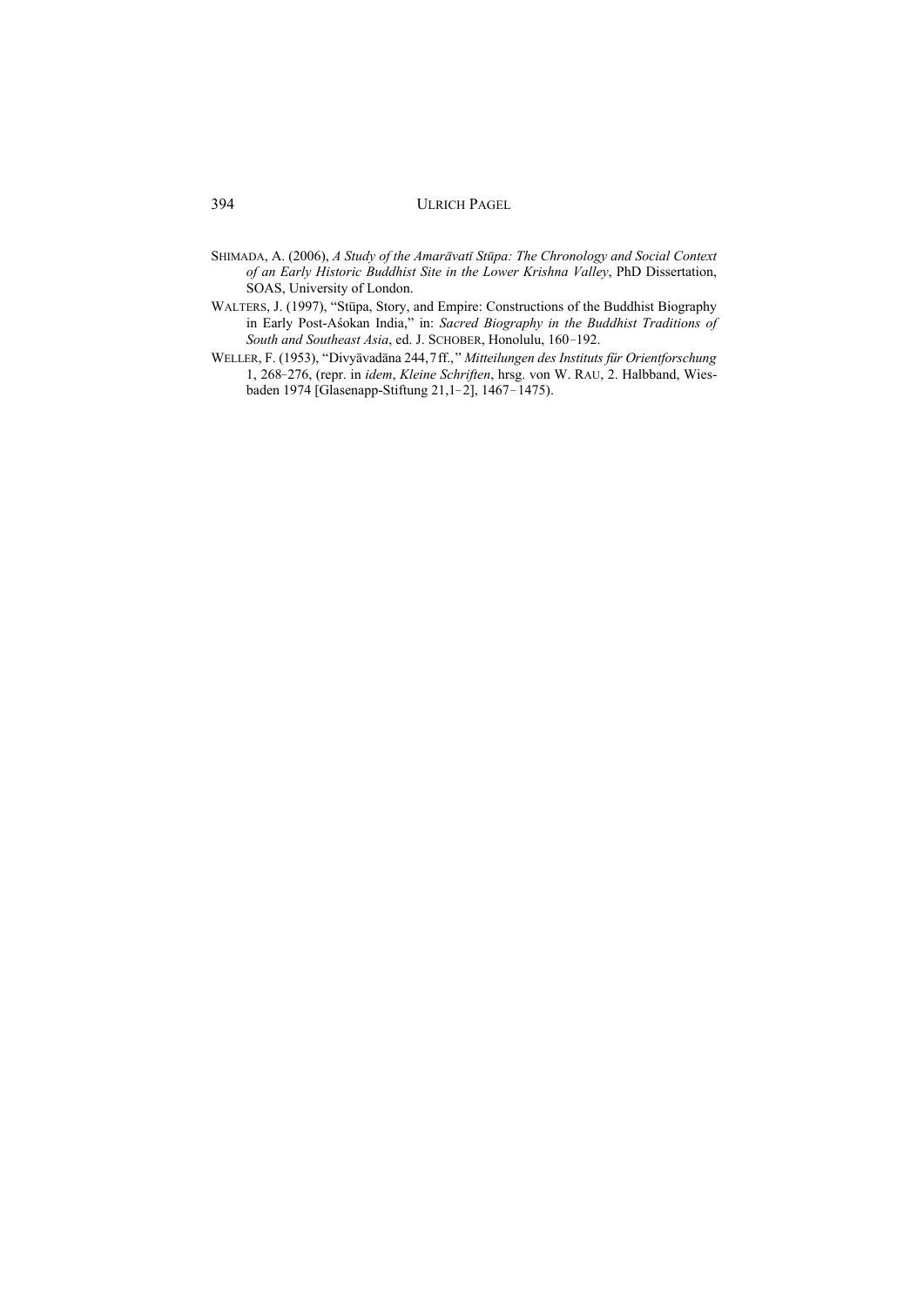SHIMADA, A. (2006), *A Study of the Amarāvatī Stūpa: The Chronology and Social Context of an Early Historic Buddhist Site in the Lower Krishna Valley*, PhD Dissertation, SOAS, University of London.

WALTERS, J. (1997), "Stūpa, Story, and Empire: Constructions of the Buddhist Biography in Early Post-Aśokan India," in: *Sacred Biography in the Buddhist Traditions of South and Southeast Asia*, ed. J. SCHOBER, Honolulu, 160–192.

WELLER, F. (1953), "Divyāvadāna 244,7 ff.," *Mitteilungen des Instituts für Orientforschung* 1, 268–276, (repr. in *idem*, *Kleine Schriften*, hrsg. von W. RAU, 2. Halbband, Wiesbaden 1974 [Glasenapp-Stiftung 21,1–2], 1467–1475).